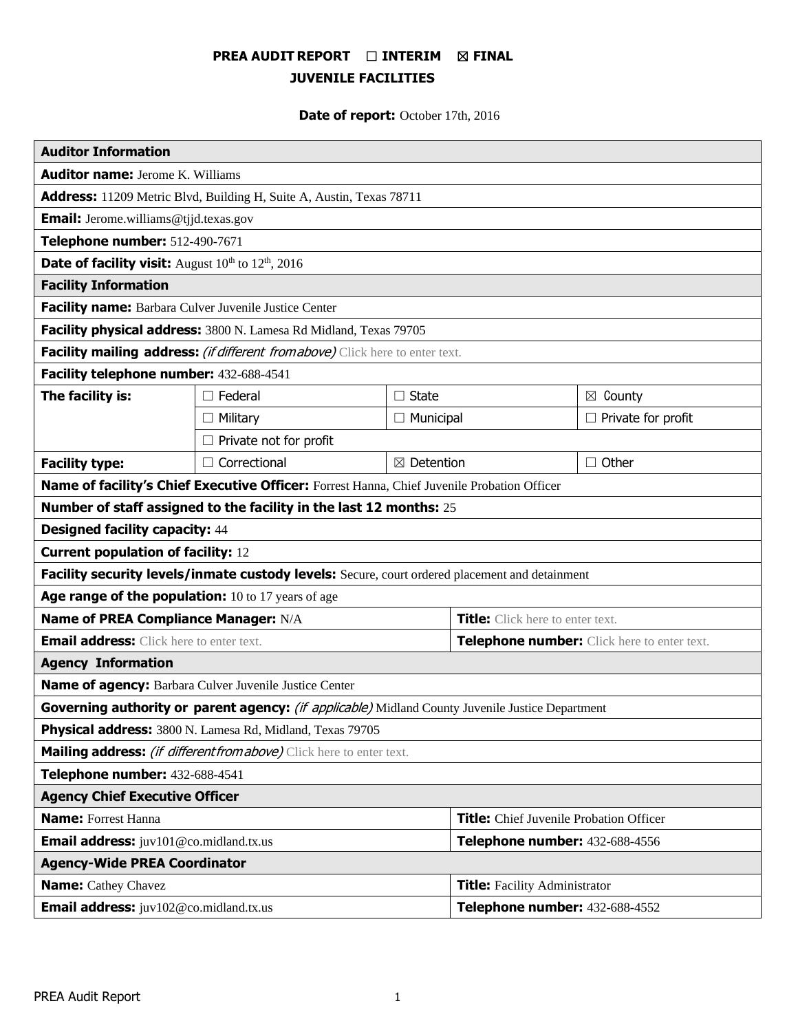# PREA AUDIT REPORT ☐ INTERIM ☒ FINAL
## JUVENILE FACILITIES

**Date of report:** October 17th, 2016

| **Auditor Information** | | | |
|---|---|---|---|
| **Auditor name:** Jerome K. Williams | | | |
| **Address:** 11209 Metric Blvd, Building H, Suite A, Austin, Texas 78711 | | | |
| **Email:** Jerome.williams@tjjd.texas.gov | | | |
| **Telephone number:** 512-490-7671 | | | |
| **Date of facility visit:** August 10th to 12th, 2016 | | | |
| **Facility Information** | | | |
| **Facility name:** Barbara Culver Juvenile Justice Center | | | |
| **Facility physical address:** 3800 N. Lamesa Rd Midland, Texas 79705 | | | |
| **Facility mailing address:** *(if different from above)* Click here to enter text. | | | |
| **Facility telephone number:** 432-688-4541 | | | |
| **The facility is:** | ☐ Federal | ☐ State | ☒ County |
| | ☐ Military | ☐ Municipal | ☐ Private for profit |
| | ☐ Private not for profit | | |
| **Facility type:** | ☐ Correctional | ☒ Detention | ☐ Other |
| **Name of facility's Chief Executive Officer:** Forrest Hanna, Chief Juvenile Probation Officer | | | |
| **Number of staff assigned to the facility in the last 12 months:** 25 | | | |
| **Designed facility capacity:** 44 | | | |
| **Current population of facility:** 12 | | | |
| **Facility security levels/inmate custody levels:** Secure, court ordered placement and detainment | | | |
| **Age range of the population:** 10 to 17 years of age | | | |
| **Name of PREA Compliance Manager:** N/A | | **Title:** Click here to enter text. | |
| **Email address:** Click here to enter text. | | **Telephone number:** Click here to enter text. | |
| **Agency Information** | | | |
| **Name of agency:** Barbara Culver Juvenile Justice Center | | | |
| **Governing authority or parent agency:** *(if applicable)* Midland County Juvenile Justice Department | | | |
| **Physical address:** 3800 N. Lamesa Rd, Midland, Texas 79705 | | | |
| **Mailing address:** *(if different from above)* Click here to enter text. | | | |
| **Telephone number:** 432-688-4541 | | | |
| **Agency Chief Executive Officer** | | | |
| **Name:** Forrest Hanna | | **Title:** Chief Juvenile Probation Officer | |
| **Email address:** juv101@co.midland.tx.us | | **Telephone number:** 432-688-4556 | |
| **Agency-Wide PREA Coordinator** | | | |
| **Name:** Cathey Chavez | | **Title:** Facility Administrator | |
| **Email address:** juv102@co.midland.tx.us | | **Telephone number:** 432-688-4552 | |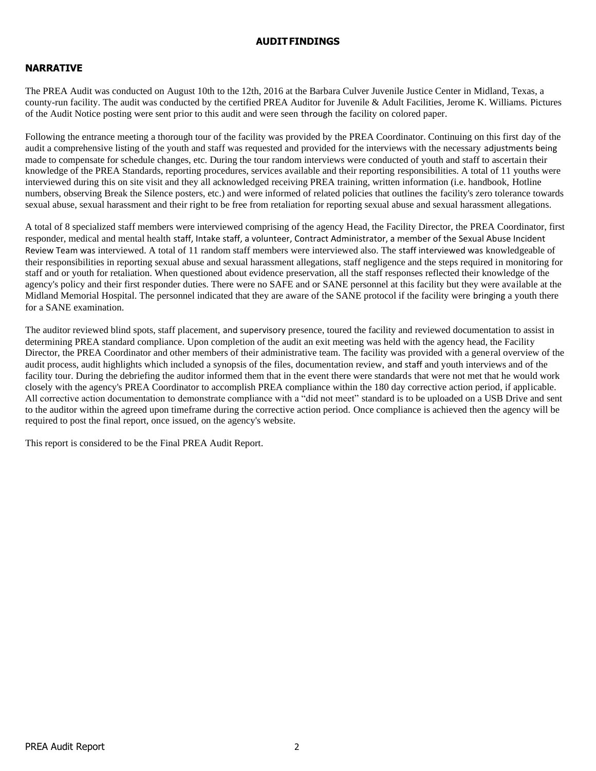## AUDIT FINDINGS

### NARRATIVE

The PREA Audit was conducted on August 10th to the 12th, 2016 at the Barbara Culver Juvenile Justice Center in Midland, Texas, a county-run facility. The audit was conducted by the certified PREA Auditor for Juvenile & Adult Facilities, Jerome K. Williams. Pictures of the Audit Notice posting were sent prior to this audit and were seen through the facility on colored paper.

Following the entrance meeting a thorough tour of the facility was provided by the PREA Coordinator. Continuing on this first day of the audit a comprehensive listing of the youth and staff was requested and provided for the interviews with the necessary adjustments being made to compensate for schedule changes, etc. During the tour random interviews were conducted of youth and staff to ascertain their knowledge of the PREA Standards, reporting procedures, services available and their reporting responsibilities. A total of 11 youths were interviewed during this on site visit and they all acknowledged receiving PREA training, written information (i.e. handbook, Hotline numbers, observing Break the Silence posters, etc.) and were informed of related policies that outlines the facility's zero tolerance towards sexual abuse, sexual harassment and their right to be free from retaliation for reporting sexual abuse and sexual harassment allegations.

A total of 8 specialized staff members were interviewed comprising of the agency Head, the Facility Director, the PREA Coordinator, first responder, medical and mental health staff, Intake staff, a volunteer, Contract Administrator, a member of the Sexual Abuse Incident Review Team was interviewed. A total of 11 random staff members were interviewed also. The staff interviewed was knowledgeable of their responsibilities in reporting sexual abuse and sexual harassment allegations, staff negligence and the steps required in monitoring for staff and or youth for retaliation. When questioned about evidence preservation, all the staff responses reflected their knowledge of the agency's policy and their first responder duties. There were no SAFE and or SANE personnel at this facility but they were available at the Midland Memorial Hospital. The personnel indicated that they are aware of the SANE protocol if the facility were bringing a youth there for a SANE examination.

The auditor reviewed blind spots, staff placement, and supervisory presence, toured the facility and reviewed documentation to assist in determining PREA standard compliance. Upon completion of the audit an exit meeting was held with the agency head, the Facility Director, the PREA Coordinator and other members of their administrative team. The facility was provided with a general overview of the audit process, audit highlights which included a synopsis of the files, documentation review, and staff and youth interviews and of the facility tour. During the debriefing the auditor informed them that in the event there were standards that were not met that he would work closely with the agency's PREA Coordinator to accomplish PREA compliance within the 180 day corrective action period, if applicable. All corrective action documentation to demonstrate compliance with a "did not meet" standard is to be uploaded on a USB Drive and sent to the auditor within the agreed upon timeframe during the corrective action period. Once compliance is achieved then the agency will be required to post the final report, once issued, on the agency's website.

This report is considered to be the Final PREA Audit Report.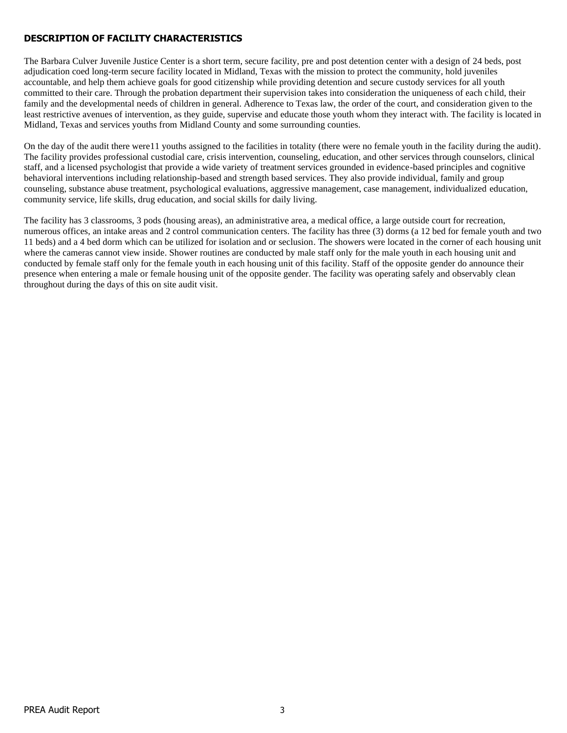## DESCRIPTION OF FACILITY CHARACTERISTICS

The Barbara Culver Juvenile Justice Center is a short term, secure facility, pre and post detention center with a design of 24 beds, post adjudication coed long-term secure facility located in Midland, Texas with the mission to protect the community, hold juveniles accountable, and help them achieve goals for good citizenship while providing detention and secure custody services for all youth committed to their care. Through the probation department their supervision takes into consideration the uniqueness of each child, their family and the developmental needs of children in general. Adherence to Texas law, the order of the court, and consideration given to the least restrictive avenues of intervention, as they guide, supervise and educate those youth whom they interact with. The facility is located in Midland, Texas and services youths from Midland County and some surrounding counties.

On the day of the audit there were11 youths assigned to the facilities in totality (there were no female youth in the facility during the audit). The facility provides professional custodial care, crisis intervention, counseling, education, and other services through counselors, clinical staff, and a licensed psychologist that provide a wide variety of treatment services grounded in evidence-based principles and cognitive behavioral interventions including relationship-based and strength based services. They also provide individual, family and group counseling, substance abuse treatment, psychological evaluations, aggressive management, case management, individualized education, community service, life skills, drug education, and social skills for daily living.

The facility has 3 classrooms, 3 pods (housing areas), an administrative area, a medical office, a large outside court for recreation, numerous offices, an intake areas and 2 control communication centers. The facility has three (3) dorms (a 12 bed for female youth and two 11 beds) and a 4 bed dorm which can be utilized for isolation and or seclusion. The showers were located in the corner of each housing unit where the cameras cannot view inside. Shower routines are conducted by male staff only for the male youth in each housing unit and conducted by female staff only for the female youth in each housing unit of this facility. Staff of the opposite gender do announce their presence when entering a male or female housing unit of the opposite gender. The facility was operating safely and observably clean throughout during the days of this on site audit visit.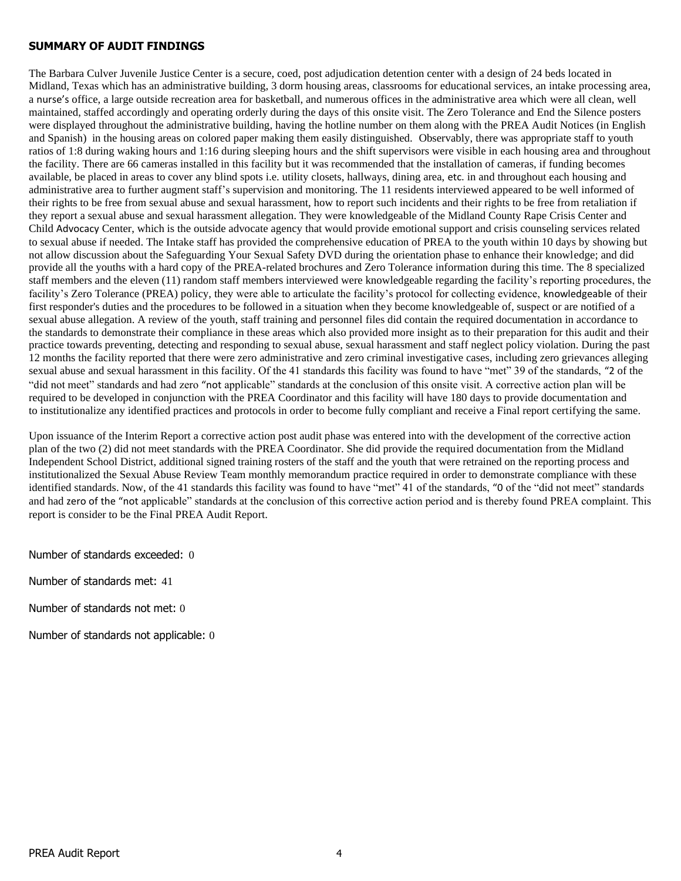## SUMMARY OF AUDIT FINDINGS

The Barbara Culver Juvenile Justice Center is a secure, coed, post adjudication detention center with a design of 24 beds located in Midland, Texas which has an administrative building, 3 dorm housing areas, classrooms for educational services, an intake processing area, a nurse's office, a large outside recreation area for basketball, and numerous offices in the administrative area which were all clean, well maintained, staffed accordingly and operating orderly during the days of this onsite visit. The Zero Tolerance and End the Silence posters were displayed throughout the administrative building, having the hotline number on them along with the PREA Audit Notices (in English and Spanish) in the housing areas on colored paper making them easily distinguished. Observably, there was appropriate staff to youth ratios of 1:8 during waking hours and 1:16 during sleeping hours and the shift supervisors were visible in each housing area and throughout the facility. There are 66 cameras installed in this facility but it was recommended that the installation of cameras, if funding becomes available, be placed in areas to cover any blind spots i.e. utility closets, hallways, dining area, etc. in and throughout each housing and administrative area to further augment staff's supervision and monitoring. The 11 residents interviewed appeared to be well informed of their rights to be free from sexual abuse and sexual harassment, how to report such incidents and their rights to be free from retaliation if they report a sexual abuse and sexual harassment allegation. They were knowledgeable of the Midland County Rape Crisis Center and Child Advocacy Center, which is the outside advocate agency that would provide emotional support and crisis counseling services related to sexual abuse if needed. The Intake staff has provided the comprehensive education of PREA to the youth within 10 days by showing but not allow discussion about the Safeguarding Your Sexual Safety DVD during the orientation phase to enhance their knowledge; and did provide all the youths with a hard copy of the PREA-related brochures and Zero Tolerance information during this time. The 8 specialized staff members and the eleven (11) random staff members interviewed were knowledgeable regarding the facility's reporting procedures, the facility's Zero Tolerance (PREA) policy, they were able to articulate the facility's protocol for collecting evidence, knowledgeable of their first responder's duties and the procedures to be followed in a situation when they become knowledgeable of, suspect or are notified of a sexual abuse allegation. A review of the youth, staff training and personnel files did contain the required documentation in accordance to the standards to demonstrate their compliance in these areas which also provided more insight as to their preparation for this audit and their practice towards preventing, detecting and responding to sexual abuse, sexual harassment and staff neglect policy violation. During the past 12 months the facility reported that there were zero administrative and zero criminal investigative cases, including zero grievances alleging sexual abuse and sexual harassment in this facility. Of the 41 standards this facility was found to have "met" 39 of the standards, "2 of the "did not meet" standards and had zero "not applicable" standards at the conclusion of this onsite visit. A corrective action plan will be required to be developed in conjunction with the PREA Coordinator and this facility will have 180 days to provide documentation and to institutionalize any identified practices and protocols in order to become fully compliant and receive a Final report certifying the same.

Upon issuance of the Interim Report a corrective action post audit phase was entered into with the development of the corrective action plan of the two (2) did not meet standards with the PREA Coordinator. She did provide the required documentation from the Midland Independent School District, additional signed training rosters of the staff and the youth that were retrained on the reporting process and institutionalized the Sexual Abuse Review Team monthly memorandum practice required in order to demonstrate compliance with these identified standards. Now, of the 41 standards this facility was found to have "met" 41 of the standards, "0 of the "did not meet" standards and had zero of the "not applicable" standards at the conclusion of this corrective action period and is thereby found PREA complaint. This report is consider to be the Final PREA Audit Report.

Number of standards exceeded: 0

Number of standards met: 41

Number of standards not met: 0

Number of standards not applicable: 0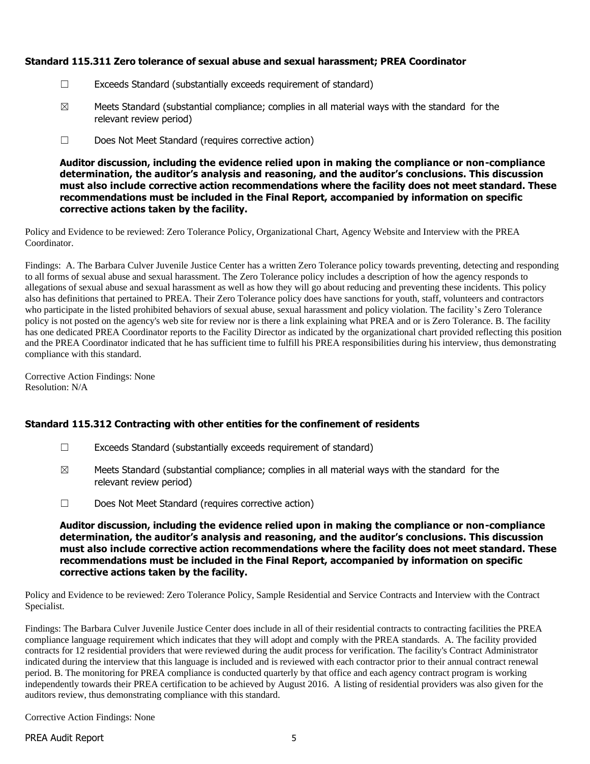### Standard 115.311 Zero tolerance of sexual abuse and sexual harassment; PREA Coordinator

☐ Exceeds Standard (substantially exceeds requirement of standard)

☒ Meets Standard (substantial compliance; complies in all material ways with the standard for the relevant review period)

☐ Does Not Meet Standard (requires corrective action)

**Auditor discussion, including the evidence relied upon in making the compliance or non-compliance determination, the auditor's analysis and reasoning, and the auditor's conclusions. This discussion must also include corrective action recommendations where the facility does not meet standard. These recommendations must be included in the Final Report, accompanied by information on specific corrective actions taken by the facility.**

Policy and Evidence to be reviewed: Zero Tolerance Policy, Organizational Chart, Agency Website and Interview with the PREA Coordinator.

Findings: A. The Barbara Culver Juvenile Justice Center has a written Zero Tolerance policy towards preventing, detecting and responding to all forms of sexual abuse and sexual harassment. The Zero Tolerance policy includes a description of how the agency responds to allegations of sexual abuse and sexual harassment as well as how they will go about reducing and preventing these incidents. This policy also has definitions that pertained to PREA. Their Zero Tolerance policy does have sanctions for youth, staff, volunteers and contractors who participate in the listed prohibited behaviors of sexual abuse, sexual harassment and policy violation. The facility's Zero Tolerance policy is not posted on the agency's web site for review nor is there a link explaining what PREA and or is Zero Tolerance. B. The facility has one dedicated PREA Coordinator reports to the Facility Director as indicated by the organizational chart provided reflecting this position and the PREA Coordinator indicated that he has sufficient time to fulfill his PREA responsibilities during his interview, thus demonstrating compliance with this standard.

Corrective Action Findings: None
Resolution: N/A

### Standard 115.312 Contracting with other entities for the confinement of residents

☐ Exceeds Standard (substantially exceeds requirement of standard)

☒ Meets Standard (substantial compliance; complies in all material ways with the standard for the relevant review period)

☐ Does Not Meet Standard (requires corrective action)

**Auditor discussion, including the evidence relied upon in making the compliance or non-compliance determination, the auditor's analysis and reasoning, and the auditor's conclusions. This discussion must also include corrective action recommendations where the facility does not meet standard. These recommendations must be included in the Final Report, accompanied by information on specific corrective actions taken by the facility.**

Policy and Evidence to be reviewed: Zero Tolerance Policy, Sample Residential and Service Contracts and Interview with the Contract Specialist.

Findings: The Barbara Culver Juvenile Justice Center does include in all of their residential contracts to contracting facilities the PREA compliance language requirement which indicates that they will adopt and comply with the PREA standards. A. The facility provided contracts for 12 residential providers that were reviewed during the audit process for verification. The facility's Contract Administrator indicated during the interview that this language is included and is reviewed with each contractor prior to their annual contract renewal period. B. The monitoring for PREA compliance is conducted quarterly by that office and each agency contract program is working independently towards their PREA certification to be achieved by August 2016. A listing of residential providers was also given for the auditors review, thus demonstrating compliance with this standard.

Corrective Action Findings: None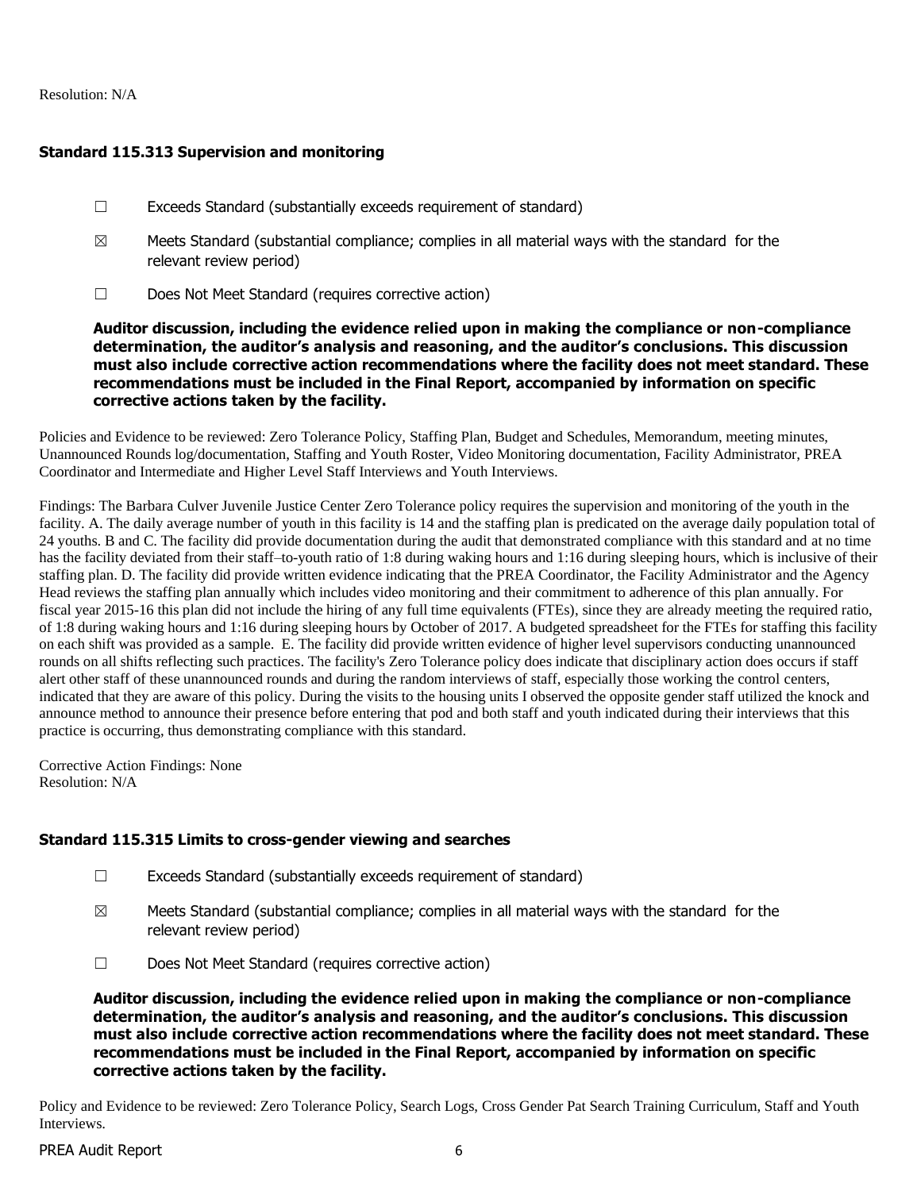Resolution: N/A

### Standard 115.313 Supervision and monitoring

☐ Exceeds Standard (substantially exceeds requirement of standard)

☒ Meets Standard (substantial compliance; complies in all material ways with the standard for the relevant review period)

☐ Does Not Meet Standard (requires corrective action)

**Auditor discussion, including the evidence relied upon in making the compliance or non-compliance determination, the auditor's analysis and reasoning, and the auditor's conclusions. This discussion must also include corrective action recommendations where the facility does not meet standard. These recommendations must be included in the Final Report, accompanied by information on specific corrective actions taken by the facility.**

Policies and Evidence to be reviewed: Zero Tolerance Policy, Staffing Plan, Budget and Schedules, Memorandum, meeting minutes, Unannounced Rounds log/documentation, Staffing and Youth Roster, Video Monitoring documentation, Facility Administrator, PREA Coordinator and Intermediate and Higher Level Staff Interviews and Youth Interviews.

Findings: The Barbara Culver Juvenile Justice Center Zero Tolerance policy requires the supervision and monitoring of the youth in the facility. A. The daily average number of youth in this facility is 14 and the staffing plan is predicated on the average daily population total of 24 youths. B and C. The facility did provide documentation during the audit that demonstrated compliance with this standard and at no time has the facility deviated from their staff–to-youth ratio of 1:8 during waking hours and 1:16 during sleeping hours, which is inclusive of their staffing plan. D. The facility did provide written evidence indicating that the PREA Coordinator, the Facility Administrator and the Agency Head reviews the staffing plan annually which includes video monitoring and their commitment to adherence of this plan annually. For fiscal year 2015-16 this plan did not include the hiring of any full time equivalents (FTEs), since they are already meeting the required ratio, of 1:8 during waking hours and 1:16 during sleeping hours by October of 2017. A budgeted spreadsheet for the FTEs for staffing this facility on each shift was provided as a sample. E. The facility did provide written evidence of higher level supervisors conducting unannounced rounds on all shifts reflecting such practices. The facility's Zero Tolerance policy does indicate that disciplinary action does occurs if staff alert other staff of these unannounced rounds and during the random interviews of staff, especially those working the control centers, indicated that they are aware of this policy. During the visits to the housing units I observed the opposite gender staff utilized the knock and announce method to announce their presence before entering that pod and both staff and youth indicated during their interviews that this practice is occurring, thus demonstrating compliance with this standard.

Corrective Action Findings: None
Resolution: N/A

### Standard 115.315 Limits to cross-gender viewing and searches

☐ Exceeds Standard (substantially exceeds requirement of standard)

☒ Meets Standard (substantial compliance; complies in all material ways with the standard for the relevant review period)

☐ Does Not Meet Standard (requires corrective action)

**Auditor discussion, including the evidence relied upon in making the compliance or non-compliance determination, the auditor's analysis and reasoning, and the auditor's conclusions. This discussion must also include corrective action recommendations where the facility does not meet standard. These recommendations must be included in the Final Report, accompanied by information on specific corrective actions taken by the facility.**

Policy and Evidence to be reviewed: Zero Tolerance Policy, Search Logs, Cross Gender Pat Search Training Curriculum, Staff and Youth Interviews.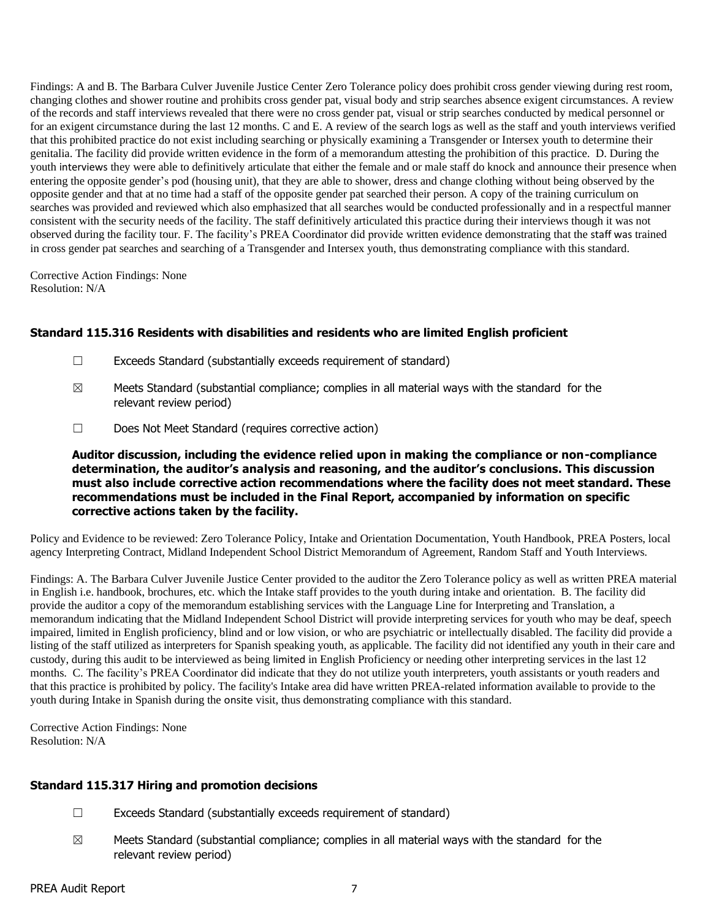Findings: A and B. The Barbara Culver Juvenile Justice Center Zero Tolerance policy does prohibit cross gender viewing during rest room, changing clothes and shower routine and prohibits cross gender pat, visual body and strip searches absence exigent circumstances. A review of the records and staff interviews revealed that there were no cross gender pat, visual or strip searches conducted by medical personnel or for an exigent circumstance during the last 12 months. C and E. A review of the search logs as well as the staff and youth interviews verified that this prohibited practice do not exist including searching or physically examining a Transgender or Intersex youth to determine their genitalia. The facility did provide written evidence in the form of a memorandum attesting the prohibition of this practice. D. During the youth interviews they were able to definitively articulate that either the female and or male staff do knock and announce their presence when entering the opposite gender's pod (housing unit), that they are able to shower, dress and change clothing without being observed by the opposite gender and that at no time had a staff of the opposite gender pat searched their person. A copy of the training curriculum on searches was provided and reviewed which also emphasized that all searches would be conducted professionally and in a respectful manner consistent with the security needs of the facility. The staff definitively articulated this practice during their interviews though it was not observed during the facility tour. F. The facility's PREA Coordinator did provide written evidence demonstrating that the staff was trained in cross gender pat searches and searching of a Transgender and Intersex youth, thus demonstrating compliance with this standard.

Corrective Action Findings: None
Resolution: N/A

### Standard 115.316 Residents with disabilities and residents who are limited English proficient

☐ Exceeds Standard (substantially exceeds requirement of standard)

☒ Meets Standard (substantial compliance; complies in all material ways with the standard for the relevant review period)

☐ Does Not Meet Standard (requires corrective action)

**Auditor discussion, including the evidence relied upon in making the compliance or non-compliance determination, the auditor's analysis and reasoning, and the auditor's conclusions. This discussion must also include corrective action recommendations where the facility does not meet standard. These recommendations must be included in the Final Report, accompanied by information on specific corrective actions taken by the facility.**

Policy and Evidence to be reviewed: Zero Tolerance Policy, Intake and Orientation Documentation, Youth Handbook, PREA Posters, local agency Interpreting Contract, Midland Independent School District Memorandum of Agreement, Random Staff and Youth Interviews.

Findings: A. The Barbara Culver Juvenile Justice Center provided to the auditor the Zero Tolerance policy as well as written PREA material in English i.e. handbook, brochures, etc. which the Intake staff provides to the youth during intake and orientation. B. The facility did provide the auditor a copy of the memorandum establishing services with the Language Line for Interpreting and Translation, a memorandum indicating that the Midland Independent School District will provide interpreting services for youth who may be deaf, speech impaired, limited in English proficiency, blind and or low vision, or who are psychiatric or intellectually disabled. The facility did provide a listing of the staff utilized as interpreters for Spanish speaking youth, as applicable. The facility did not identified any youth in their care and custody, during this audit to be interviewed as being limited in English Proficiency or needing other interpreting services in the last 12 months. C. The facility's PREA Coordinator did indicate that they do not utilize youth interpreters, youth assistants or youth readers and that this practice is prohibited by policy. The facility's Intake area did have written PREA-related information available to provide to the youth during Intake in Spanish during the onsite visit, thus demonstrating compliance with this standard.

Corrective Action Findings: None
Resolution: N/A

### Standard 115.317 Hiring and promotion decisions

☐ Exceeds Standard (substantially exceeds requirement of standard)

☒ Meets Standard (substantial compliance; complies in all material ways with the standard for the relevant review period)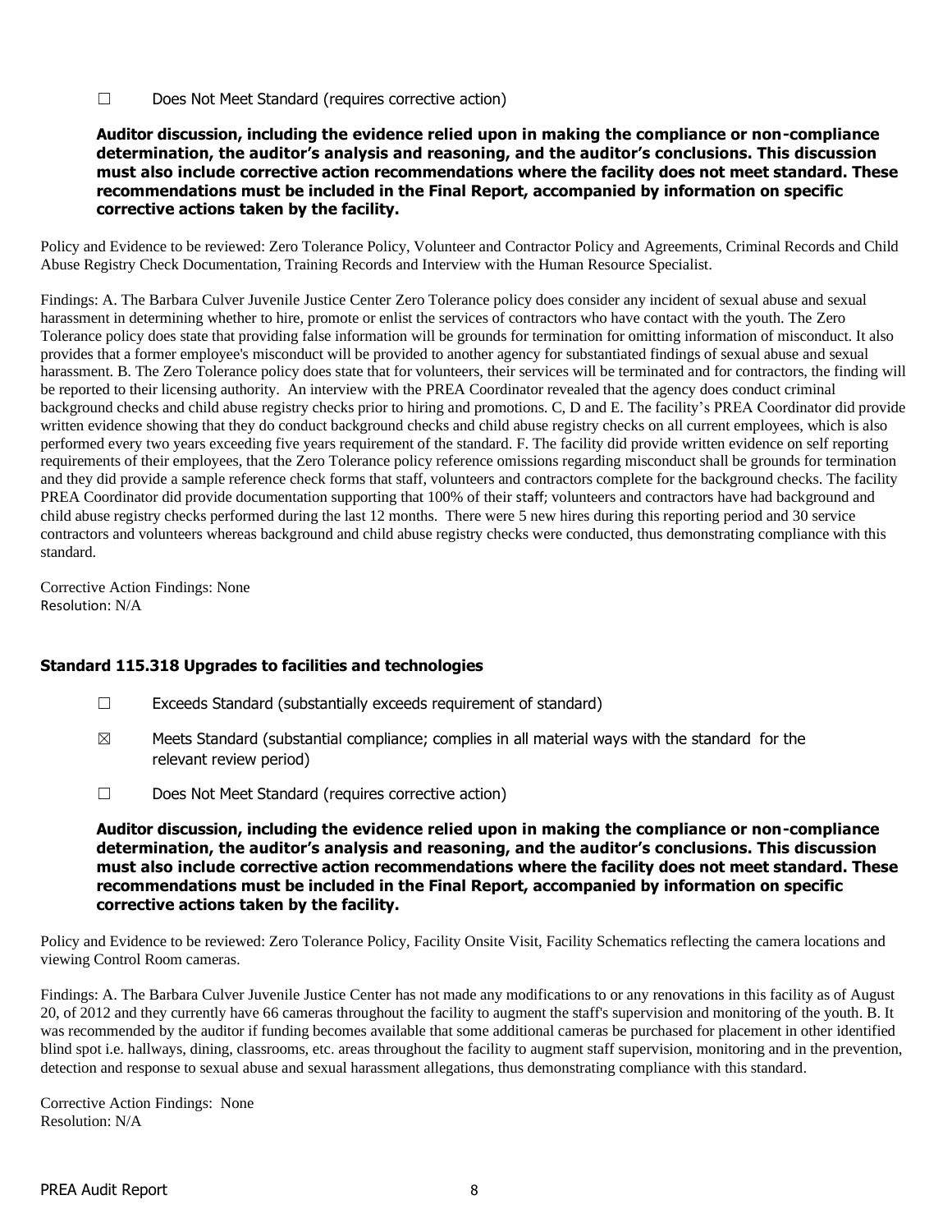☐ Does Not Meet Standard (requires corrective action)

**Auditor discussion, including the evidence relied upon in making the compliance or non-compliance determination, the auditor's analysis and reasoning, and the auditor's conclusions. This discussion must also include corrective action recommendations where the facility does not meet standard. These recommendations must be included in the Final Report, accompanied by information on specific corrective actions taken by the facility.**

Policy and Evidence to be reviewed: Zero Tolerance Policy, Volunteer and Contractor Policy and Agreements, Criminal Records and Child Abuse Registry Check Documentation, Training Records and Interview with the Human Resource Specialist.

Findings: A. The Barbara Culver Juvenile Justice Center Zero Tolerance policy does consider any incident of sexual abuse and sexual harassment in determining whether to hire, promote or enlist the services of contractors who have contact with the youth. The Zero Tolerance policy does state that providing false information will be grounds for termination for omitting information of misconduct. It also provides that a former employee's misconduct will be provided to another agency for substantiated findings of sexual abuse and sexual harassment. B. The Zero Tolerance policy does state that for volunteers, their services will be terminated and for contractors, the finding will be reported to their licensing authority. An interview with the PREA Coordinator revealed that the agency does conduct criminal background checks and child abuse registry checks prior to hiring and promotions. C, D and E. The facility's PREA Coordinator did provide written evidence showing that they do conduct background checks and child abuse registry checks on all current employees, which is also performed every two years exceeding five years requirement of the standard. F. The facility did provide written evidence on self reporting requirements of their employees, that the Zero Tolerance policy reference omissions regarding misconduct shall be grounds for termination and they did provide a sample reference check forms that staff, volunteers and contractors complete for the background checks. The facility PREA Coordinator did provide documentation supporting that 100% of their staff; volunteers and contractors have had background and child abuse registry checks performed during the last 12 months. There were 5 new hires during this reporting period and 30 service contractors and volunteers whereas background and child abuse registry checks were conducted, thus demonstrating compliance with this standard.

Corrective Action Findings: None
Resolution: N/A

### Standard 115.318 Upgrades to facilities and technologies

☐ Exceeds Standard (substantially exceeds requirement of standard)

☒ Meets Standard (substantial compliance; complies in all material ways with the standard for the relevant review period)

☐ Does Not Meet Standard (requires corrective action)

**Auditor discussion, including the evidence relied upon in making the compliance or non-compliance determination, the auditor's analysis and reasoning, and the auditor's conclusions. This discussion must also include corrective action recommendations where the facility does not meet standard. These recommendations must be included in the Final Report, accompanied by information on specific corrective actions taken by the facility.**

Policy and Evidence to be reviewed: Zero Tolerance Policy, Facility Onsite Visit, Facility Schematics reflecting the camera locations and viewing Control Room cameras.

Findings: A. The Barbara Culver Juvenile Justice Center has not made any modifications to or any renovations in this facility as of August 20, of 2012 and they currently have 66 cameras throughout the facility to augment the staff's supervision and monitoring of the youth. B. It was recommended by the auditor if funding becomes available that some additional cameras be purchased for placement in other identified blind spot i.e. hallways, dining, classrooms, etc. areas throughout the facility to augment staff supervision, monitoring and in the prevention, detection and response to sexual abuse and sexual harassment allegations, thus demonstrating compliance with this standard.

Corrective Action Findings: None
Resolution: N/A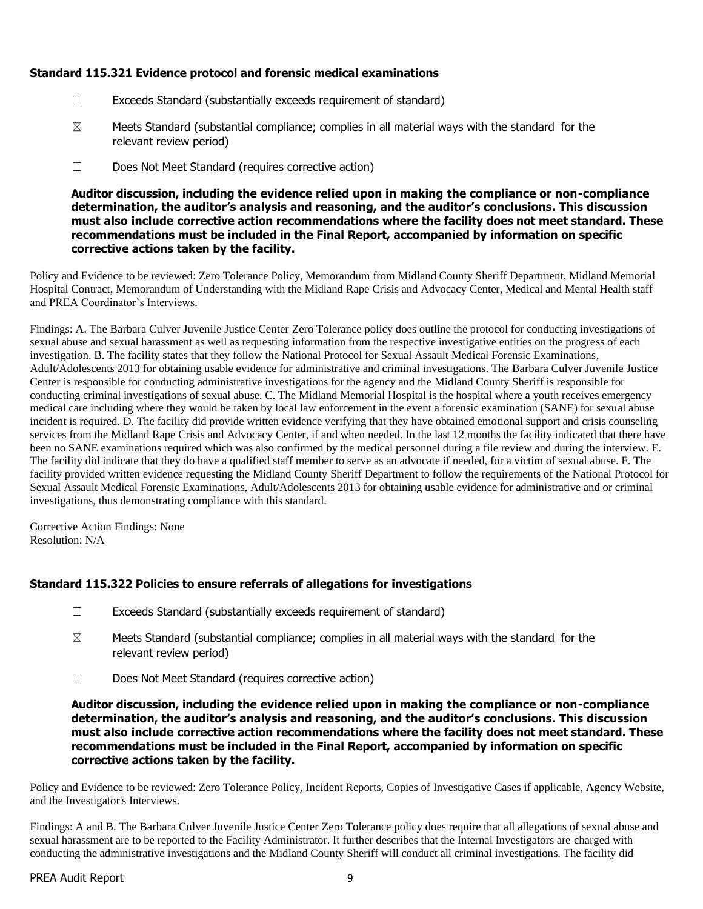### Standard 115.321 Evidence protocol and forensic medical examinations

☐ Exceeds Standard (substantially exceeds requirement of standard)

☒ Meets Standard (substantial compliance; complies in all material ways with the standard for the relevant review period)

☐ Does Not Meet Standard (requires corrective action)

**Auditor discussion, including the evidence relied upon in making the compliance or non-compliance determination, the auditor's analysis and reasoning, and the auditor's conclusions. This discussion must also include corrective action recommendations where the facility does not meet standard. These recommendations must be included in the Final Report, accompanied by information on specific corrective actions taken by the facility.**

Policy and Evidence to be reviewed: Zero Tolerance Policy, Memorandum from Midland County Sheriff Department, Midland Memorial Hospital Contract, Memorandum of Understanding with the Midland Rape Crisis and Advocacy Center, Medical and Mental Health staff and PREA Coordinator's Interviews.

Findings: A. The Barbara Culver Juvenile Justice Center Zero Tolerance policy does outline the protocol for conducting investigations of sexual abuse and sexual harassment as well as requesting information from the respective investigative entities on the progress of each investigation. B. The facility states that they follow the National Protocol for Sexual Assault Medical Forensic Examinations, Adult/Adolescents 2013 for obtaining usable evidence for administrative and criminal investigations. The Barbara Culver Juvenile Justice Center is responsible for conducting administrative investigations for the agency and the Midland County Sheriff is responsible for conducting criminal investigations of sexual abuse. C. The Midland Memorial Hospital is the hospital where a youth receives emergency medical care including where they would be taken by local law enforcement in the event a forensic examination (SANE) for sexual abuse incident is required. D. The facility did provide written evidence verifying that they have obtained emotional support and crisis counseling services from the Midland Rape Crisis and Advocacy Center, if and when needed. In the last 12 months the facility indicated that there have been no SANE examinations required which was also confirmed by the medical personnel during a file review and during the interview. E. The facility did indicate that they do have a qualified staff member to serve as an advocate if needed, for a victim of sexual abuse. F. The facility provided written evidence requesting the Midland County Sheriff Department to follow the requirements of the National Protocol for Sexual Assault Medical Forensic Examinations, Adult/Adolescents 2013 for obtaining usable evidence for administrative and or criminal investigations, thus demonstrating compliance with this standard.

Corrective Action Findings: None
Resolution: N/A

### Standard 115.322 Policies to ensure referrals of allegations for investigations

☐ Exceeds Standard (substantially exceeds requirement of standard)

☒ Meets Standard (substantial compliance; complies in all material ways with the standard for the relevant review period)

☐ Does Not Meet Standard (requires corrective action)

**Auditor discussion, including the evidence relied upon in making the compliance or non-compliance determination, the auditor's analysis and reasoning, and the auditor's conclusions. This discussion must also include corrective action recommendations where the facility does not meet standard. These recommendations must be included in the Final Report, accompanied by information on specific corrective actions taken by the facility.**

Policy and Evidence to be reviewed: Zero Tolerance Policy, Incident Reports, Copies of Investigative Cases if applicable, Agency Website, and the Investigator's Interviews.

Findings: A and B. The Barbara Culver Juvenile Justice Center Zero Tolerance policy does require that all allegations of sexual abuse and sexual harassment are to be reported to the Facility Administrator. It further describes that the Internal Investigators are charged with conducting the administrative investigations and the Midland County Sheriff will conduct all criminal investigations. The facility did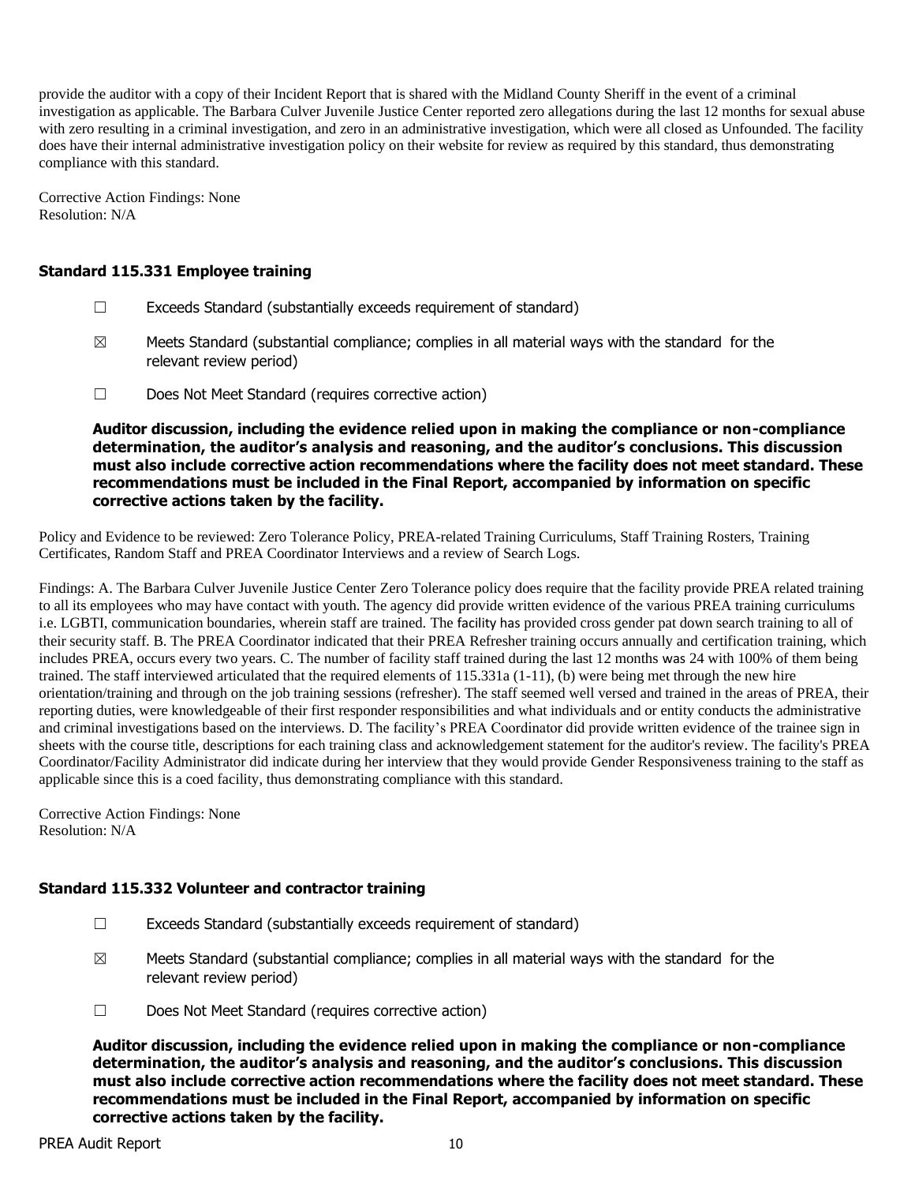provide the auditor with a copy of their Incident Report that is shared with the Midland County Sheriff in the event of a criminal investigation as applicable. The Barbara Culver Juvenile Justice Center reported zero allegations during the last 12 months for sexual abuse with zero resulting in a criminal investigation, and zero in an administrative investigation, which were all closed as Unfounded. The facility does have their internal administrative investigation policy on their website for review as required by this standard, thus demonstrating compliance with this standard.

Corrective Action Findings: None
Resolution: N/A

### Standard 115.331 Employee training

☐ Exceeds Standard (substantially exceeds requirement of standard)

☒ Meets Standard (substantial compliance; complies in all material ways with the standard for the relevant review period)

☐ Does Not Meet Standard (requires corrective action)

**Auditor discussion, including the evidence relied upon in making the compliance or non-compliance determination, the auditor's analysis and reasoning, and the auditor's conclusions. This discussion must also include corrective action recommendations where the facility does not meet standard. These recommendations must be included in the Final Report, accompanied by information on specific corrective actions taken by the facility.**

Policy and Evidence to be reviewed: Zero Tolerance Policy, PREA-related Training Curriculums, Staff Training Rosters, Training Certificates, Random Staff and PREA Coordinator Interviews and a review of Search Logs.

Findings: A. The Barbara Culver Juvenile Justice Center Zero Tolerance policy does require that the facility provide PREA related training to all its employees who may have contact with youth. The agency did provide written evidence of the various PREA training curriculums i.e. LGBTI, communication boundaries, wherein staff are trained. The facility has provided cross gender pat down search training to all of their security staff. B. The PREA Coordinator indicated that their PREA Refresher training occurs annually and certification training, which includes PREA, occurs every two years. C. The number of facility staff trained during the last 12 months was 24 with 100% of them being trained. The staff interviewed articulated that the required elements of 115.331a (1-11), (b) were being met through the new hire orientation/training and through on the job training sessions (refresher). The staff seemed well versed and trained in the areas of PREA, their reporting duties, were knowledgeable of their first responder responsibilities and what individuals and or entity conducts the administrative and criminal investigations based on the interviews. D. The facility's PREA Coordinator did provide written evidence of the trainee sign in sheets with the course title, descriptions for each training class and acknowledgement statement for the auditor's review. The facility's PREA Coordinator/Facility Administrator did indicate during her interview that they would provide Gender Responsiveness training to the staff as applicable since this is a coed facility, thus demonstrating compliance with this standard.

Corrective Action Findings: None
Resolution: N/A

### Standard 115.332 Volunteer and contractor training

☐ Exceeds Standard (substantially exceeds requirement of standard)

☒ Meets Standard (substantial compliance; complies in all material ways with the standard for the relevant review period)

☐ Does Not Meet Standard (requires corrective action)

**Auditor discussion, including the evidence relied upon in making the compliance or non-compliance determination, the auditor's analysis and reasoning, and the auditor's conclusions. This discussion must also include corrective action recommendations where the facility does not meet standard. These recommendations must be included in the Final Report, accompanied by information on specific corrective actions taken by the facility.**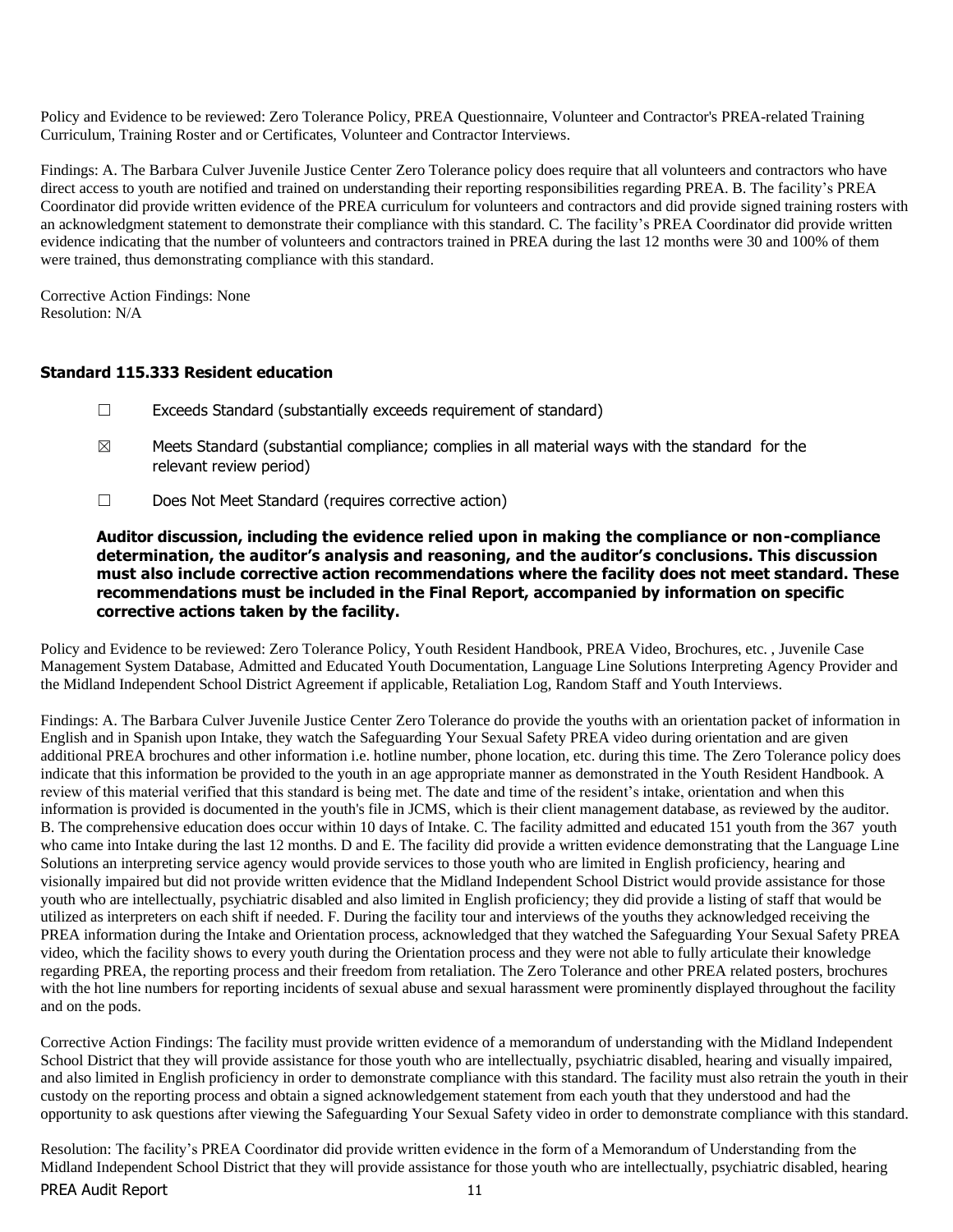Policy and Evidence to be reviewed: Zero Tolerance Policy, PREA Questionnaire, Volunteer and Contractor's PREA-related Training Curriculum, Training Roster and or Certificates, Volunteer and Contractor Interviews.

Findings: A. The Barbara Culver Juvenile Justice Center Zero Tolerance policy does require that all volunteers and contractors who have direct access to youth are notified and trained on understanding their reporting responsibilities regarding PREA. B. The facility's PREA Coordinator did provide written evidence of the PREA curriculum for volunteers and contractors and did provide signed training rosters with an acknowledgment statement to demonstrate their compliance with this standard. C. The facility's PREA Coordinator did provide written evidence indicating that the number of volunteers and contractors trained in PREA during the last 12 months were 30 and 100% of them were trained, thus demonstrating compliance with this standard.

Corrective Action Findings: None
Resolution: N/A

### Standard 115.333 Resident education

☐ Exceeds Standard (substantially exceeds requirement of standard)

☒ Meets Standard (substantial compliance; complies in all material ways with the standard for the relevant review period)

☐ Does Not Meet Standard (requires corrective action)

**Auditor discussion, including the evidence relied upon in making the compliance or non-compliance determination, the auditor's analysis and reasoning, and the auditor's conclusions. This discussion must also include corrective action recommendations where the facility does not meet standard. These recommendations must be included in the Final Report, accompanied by information on specific corrective actions taken by the facility.**

Policy and Evidence to be reviewed: Zero Tolerance Policy, Youth Resident Handbook, PREA Video, Brochures, etc. , Juvenile Case Management System Database, Admitted and Educated Youth Documentation, Language Line Solutions Interpreting Agency Provider and the Midland Independent School District Agreement if applicable, Retaliation Log, Random Staff and Youth Interviews.

Findings: A. The Barbara Culver Juvenile Justice Center Zero Tolerance do provide the youths with an orientation packet of information in English and in Spanish upon Intake, they watch the Safeguarding Your Sexual Safety PREA video during orientation and are given additional PREA brochures and other information i.e. hotline number, phone location, etc. during this time. The Zero Tolerance policy does indicate that this information be provided to the youth in an age appropriate manner as demonstrated in the Youth Resident Handbook. A review of this material verified that this standard is being met. The date and time of the resident's intake, orientation and when this information is provided is documented in the youth's file in JCMS, which is their client management database, as reviewed by the auditor. B. The comprehensive education does occur within 10 days of Intake. C. The facility admitted and educated 151 youth from the 367 youth who came into Intake during the last 12 months. D and E. The facility did provide a written evidence demonstrating that the Language Line Solutions an interpreting service agency would provide services to those youth who are limited in English proficiency, hearing and visionally impaired but did not provide written evidence that the Midland Independent School District would provide assistance for those youth who are intellectually, psychiatric disabled and also limited in English proficiency; they did provide a listing of staff that would be utilized as interpreters on each shift if needed. F. During the facility tour and interviews of the youths they acknowledged receiving the PREA information during the Intake and Orientation process, acknowledged that they watched the Safeguarding Your Sexual Safety PREA video, which the facility shows to every youth during the Orientation process and they were not able to fully articulate their knowledge regarding PREA, the reporting process and their freedom from retaliation. The Zero Tolerance and other PREA related posters, brochures with the hot line numbers for reporting incidents of sexual abuse and sexual harassment were prominently displayed throughout the facility and on the pods.

Corrective Action Findings: The facility must provide written evidence of a memorandum of understanding with the Midland Independent School District that they will provide assistance for those youth who are intellectually, psychiatric disabled, hearing and visually impaired, and also limited in English proficiency in order to demonstrate compliance with this standard. The facility must also retrain the youth in their custody on the reporting process and obtain a signed acknowledgement statement from each youth that they understood and had the opportunity to ask questions after viewing the Safeguarding Your Sexual Safety video in order to demonstrate compliance with this standard.

Resolution: The facility's PREA Coordinator did provide written evidence in the form of a Memorandum of Understanding from the Midland Independent School District that they will provide assistance for those youth who are intellectually, psychiatric disabled, hearing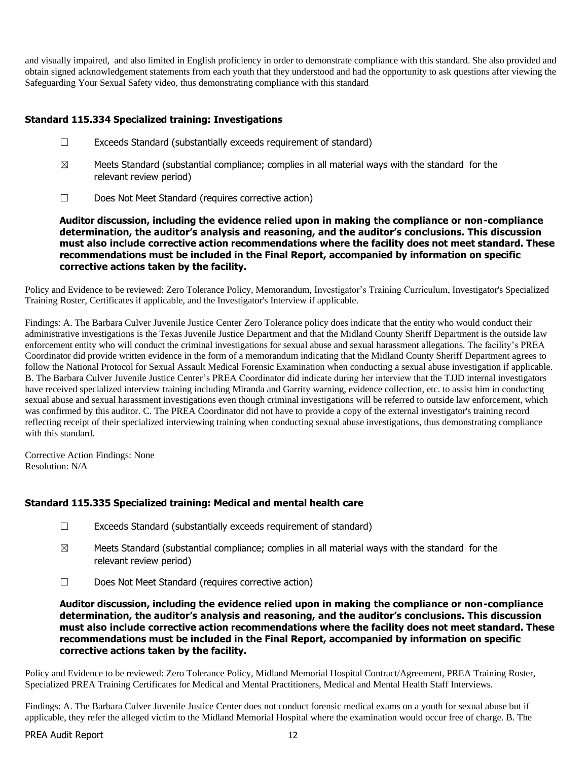and visually impaired, and also limited in English proficiency in order to demonstrate compliance with this standard. She also provided and obtain signed acknowledgement statements from each youth that they understood and had the opportunity to ask questions after viewing the Safeguarding Your Sexual Safety video, thus demonstrating compliance with this standard

### Standard 115.334 Specialized training: Investigations

☐ Exceeds Standard (substantially exceeds requirement of standard)

☒ Meets Standard (substantial compliance; complies in all material ways with the standard for the relevant review period)

☐ Does Not Meet Standard (requires corrective action)

**Auditor discussion, including the evidence relied upon in making the compliance or non-compliance determination, the auditor's analysis and reasoning, and the auditor's conclusions. This discussion must also include corrective action recommendations where the facility does not meet standard. These recommendations must be included in the Final Report, accompanied by information on specific corrective actions taken by the facility.**

Policy and Evidence to be reviewed: Zero Tolerance Policy, Memorandum, Investigator's Training Curriculum, Investigator's Specialized Training Roster, Certificates if applicable, and the Investigator's Interview if applicable.

Findings: A. The Barbara Culver Juvenile Justice Center Zero Tolerance policy does indicate that the entity who would conduct their administrative investigations is the Texas Juvenile Justice Department and that the Midland County Sheriff Department is the outside law enforcement entity who will conduct the criminal investigations for sexual abuse and sexual harassment allegations. The facility's PREA Coordinator did provide written evidence in the form of a memorandum indicating that the Midland County Sheriff Department agrees to follow the National Protocol for Sexual Assault Medical Forensic Examination when conducting a sexual abuse investigation if applicable. B. The Barbara Culver Juvenile Justice Center's PREA Coordinator did indicate during her interview that the TJJD internal investigators have received specialized interview training including Miranda and Garrity warning, evidence collection, etc. to assist him in conducting sexual abuse and sexual harassment investigations even though criminal investigations will be referred to outside law enforcement, which was confirmed by this auditor. C. The PREA Coordinator did not have to provide a copy of the external investigator's training record reflecting receipt of their specialized interviewing training when conducting sexual abuse investigations, thus demonstrating compliance with this standard.

Corrective Action Findings: None
Resolution: N/A

### Standard 115.335 Specialized training: Medical and mental health care

☐ Exceeds Standard (substantially exceeds requirement of standard)

☒ Meets Standard (substantial compliance; complies in all material ways with the standard for the relevant review period)

☐ Does Not Meet Standard (requires corrective action)

**Auditor discussion, including the evidence relied upon in making the compliance or non-compliance determination, the auditor's analysis and reasoning, and the auditor's conclusions. This discussion must also include corrective action recommendations where the facility does not meet standard. These recommendations must be included in the Final Report, accompanied by information on specific corrective actions taken by the facility.**

Policy and Evidence to be reviewed: Zero Tolerance Policy, Midland Memorial Hospital Contract/Agreement, PREA Training Roster, Specialized PREA Training Certificates for Medical and Mental Practitioners, Medical and Mental Health Staff Interviews.

Findings: A. The Barbara Culver Juvenile Justice Center does not conduct forensic medical exams on a youth for sexual abuse but if applicable, they refer the alleged victim to the Midland Memorial Hospital where the examination would occur free of charge. B. The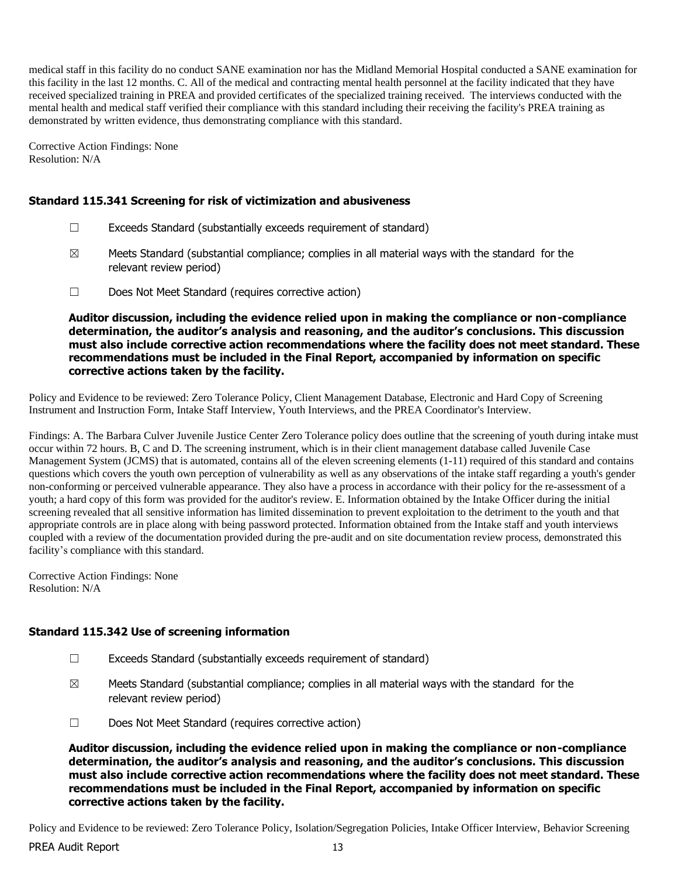medical staff in this facility do no conduct SANE examination nor has the Midland Memorial Hospital conducted a SANE examination for this facility in the last 12 months. C. All of the medical and contracting mental health personnel at the facility indicated that they have received specialized training in PREA and provided certificates of the specialized training received. The interviews conducted with the mental health and medical staff verified their compliance with this standard including their receiving the facility's PREA training as demonstrated by written evidence, thus demonstrating compliance with this standard.

Corrective Action Findings: None
Resolution: N/A

### Standard 115.341 Screening for risk of victimization and abusiveness

☐ Exceeds Standard (substantially exceeds requirement of standard)

☒ Meets Standard (substantial compliance; complies in all material ways with the standard for the relevant review period)

☐ Does Not Meet Standard (requires corrective action)

**Auditor discussion, including the evidence relied upon in making the compliance or non-compliance determination, the auditor's analysis and reasoning, and the auditor's conclusions. This discussion must also include corrective action recommendations where the facility does not meet standard. These recommendations must be included in the Final Report, accompanied by information on specific corrective actions taken by the facility.**

Policy and Evidence to be reviewed: Zero Tolerance Policy, Client Management Database, Electronic and Hard Copy of Screening Instrument and Instruction Form, Intake Staff Interview, Youth Interviews, and the PREA Coordinator's Interview.

Findings: A. The Barbara Culver Juvenile Justice Center Zero Tolerance policy does outline that the screening of youth during intake must occur within 72 hours. B, C and D. The screening instrument, which is in their client management database called Juvenile Case Management System (JCMS) that is automated, contains all of the eleven screening elements (1-11) required of this standard and contains questions which covers the youth own perception of vulnerability as well as any observations of the intake staff regarding a youth's gender non-conforming or perceived vulnerable appearance. They also have a process in accordance with their policy for the re-assessment of a youth; a hard copy of this form was provided for the auditor's review. E. Information obtained by the Intake Officer during the initial screening revealed that all sensitive information has limited dissemination to prevent exploitation to the detriment to the youth and that appropriate controls are in place along with being password protected. Information obtained from the Intake staff and youth interviews coupled with a review of the documentation provided during the pre-audit and on site documentation review process, demonstrated this facility's compliance with this standard.

Corrective Action Findings: None
Resolution: N/A

### Standard 115.342 Use of screening information

☐ Exceeds Standard (substantially exceeds requirement of standard)

☒ Meets Standard (substantial compliance; complies in all material ways with the standard for the relevant review period)

☐ Does Not Meet Standard (requires corrective action)

**Auditor discussion, including the evidence relied upon in making the compliance or non-compliance determination, the auditor's analysis and reasoning, and the auditor's conclusions. This discussion must also include corrective action recommendations where the facility does not meet standard. These recommendations must be included in the Final Report, accompanied by information on specific corrective actions taken by the facility.**

Policy and Evidence to be reviewed: Zero Tolerance Policy, Isolation/Segregation Policies, Intake Officer Interview, Behavior Screening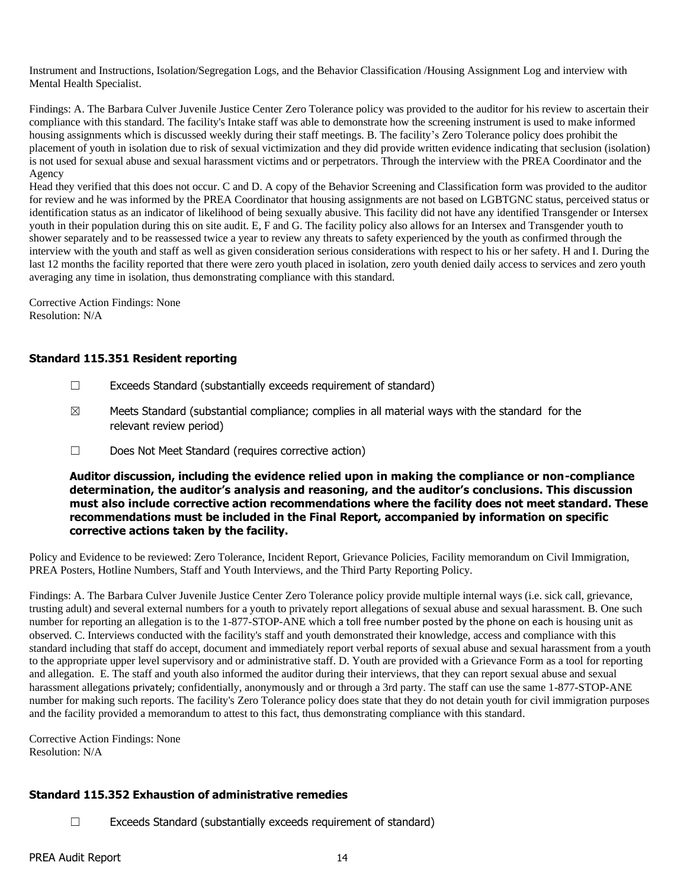Instrument and Instructions, Isolation/Segregation Logs, and the Behavior Classification /Housing Assignment Log and interview with Mental Health Specialist.

Findings: A. The Barbara Culver Juvenile Justice Center Zero Tolerance policy was provided to the auditor for his review to ascertain their compliance with this standard. The facility's Intake staff was able to demonstrate how the screening instrument is used to make informed housing assignments which is discussed weekly during their staff meetings. B. The facility's Zero Tolerance policy does prohibit the placement of youth in isolation due to risk of sexual victimization and they did provide written evidence indicating that seclusion (isolation) is not used for sexual abuse and sexual harassment victims and or perpetrators. Through the interview with the PREA Coordinator and the Agency
Head they verified that this does not occur. C and D. A copy of the Behavior Screening and Classification form was provided to the auditor for review and he was informed by the PREA Coordinator that housing assignments are not based on LGBTGNC status, perceived status or identification status as an indicator of likelihood of being sexually abusive. This facility did not have any identified Transgender or Intersex youth in their population during this on site audit. E, F and G. The facility policy also allows for an Intersex and Transgender youth to shower separately and to be reassessed twice a year to review any threats to safety experienced by the youth as confirmed through the interview with the youth and staff as well as given consideration serious considerations with respect to his or her safety. H and I. During the last 12 months the facility reported that there were zero youth placed in isolation, zero youth denied daily access to services and zero youth averaging any time in isolation, thus demonstrating compliance with this standard.

Corrective Action Findings: None
Resolution: N/A

### Standard 115.351 Resident reporting

☐ Exceeds Standard (substantially exceeds requirement of standard)

☒ Meets Standard (substantial compliance; complies in all material ways with the standard for the relevant review period)

☐ Does Not Meet Standard (requires corrective action)

**Auditor discussion, including the evidence relied upon in making the compliance or non-compliance determination, the auditor's analysis and reasoning, and the auditor's conclusions. This discussion must also include corrective action recommendations where the facility does not meet standard. These recommendations must be included in the Final Report, accompanied by information on specific corrective actions taken by the facility.**

Policy and Evidence to be reviewed: Zero Tolerance, Incident Report, Grievance Policies, Facility memorandum on Civil Immigration, PREA Posters, Hotline Numbers, Staff and Youth Interviews, and the Third Party Reporting Policy.

Findings: A. The Barbara Culver Juvenile Justice Center Zero Tolerance policy provide multiple internal ways (i.e. sick call, grievance, trusting adult) and several external numbers for a youth to privately report allegations of sexual abuse and sexual harassment. B. One such number for reporting an allegation is to the 1-877-STOP-ANE which a toll free number posted by the phone on each is housing unit as observed. C. Interviews conducted with the facility's staff and youth demonstrated their knowledge, access and compliance with this standard including that staff do accept, document and immediately report verbal reports of sexual abuse and sexual harassment from a youth to the appropriate upper level supervisory and or administrative staff. D. Youth are provided with a Grievance Form as a tool for reporting and allegation. E. The staff and youth also informed the auditor during their interviews, that they can report sexual abuse and sexual harassment allegations privately; confidentially, anonymously and or through a 3rd party. The staff can use the same 1-877-STOP-ANE number for making such reports. The facility's Zero Tolerance policy does state that they do not detain youth for civil immigration purposes and the facility provided a memorandum to attest to this fact, thus demonstrating compliance with this standard.

Corrective Action Findings: None
Resolution: N/A

### Standard 115.352 Exhaustion of administrative remedies

☐ Exceeds Standard (substantially exceeds requirement of standard)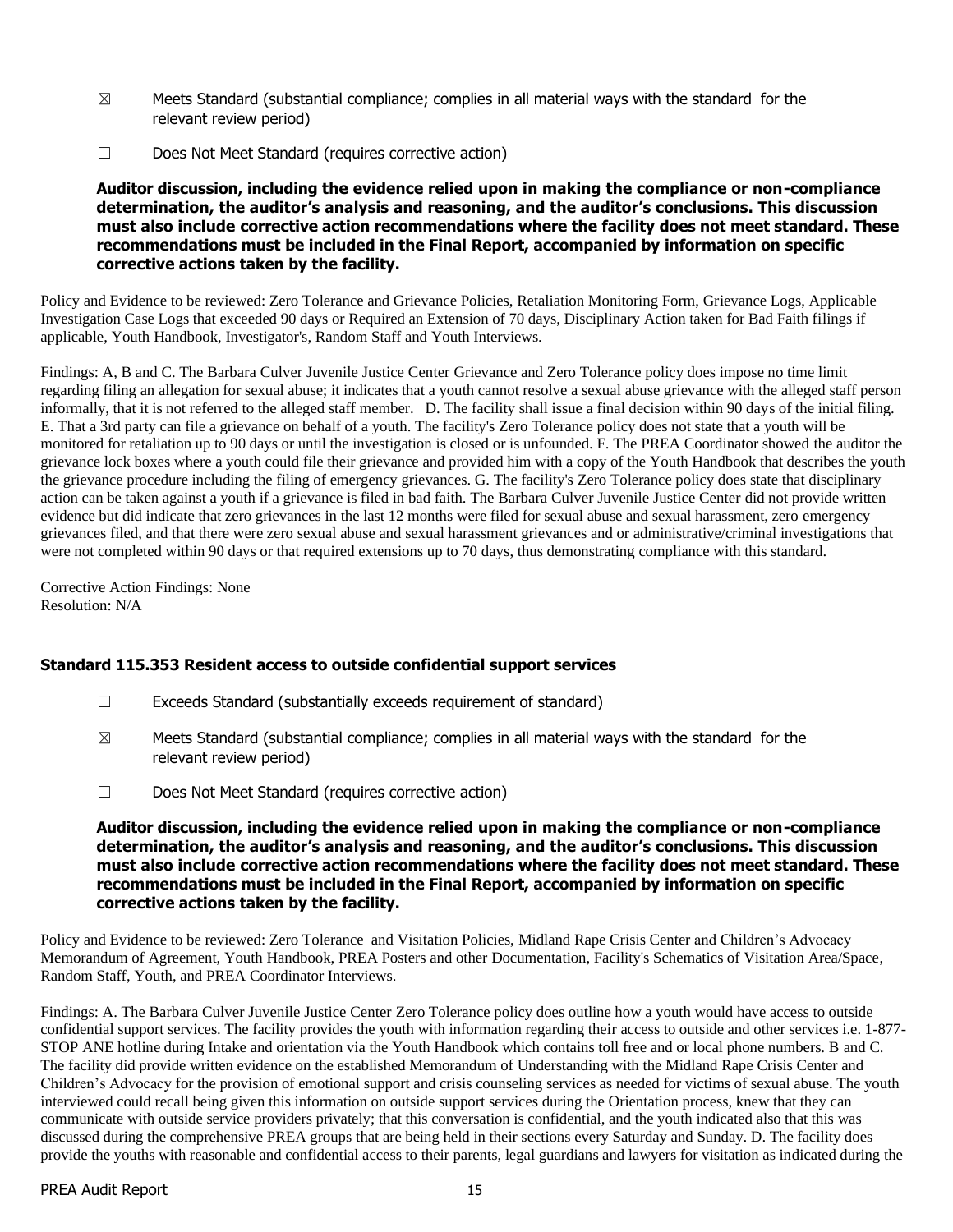☒ Meets Standard (substantial compliance; complies in all material ways with the standard for the relevant review period)

☐ Does Not Meet Standard (requires corrective action)

**Auditor discussion, including the evidence relied upon in making the compliance or non-compliance determination, the auditor's analysis and reasoning, and the auditor's conclusions. This discussion must also include corrective action recommendations where the facility does not meet standard. These recommendations must be included in the Final Report, accompanied by information on specific corrective actions taken by the facility.**

Policy and Evidence to be reviewed: Zero Tolerance and Grievance Policies, Retaliation Monitoring Form, Grievance Logs, Applicable Investigation Case Logs that exceeded 90 days or Required an Extension of 70 days, Disciplinary Action taken for Bad Faith filings if applicable, Youth Handbook, Investigator's, Random Staff and Youth Interviews.

Findings: A, B and C. The Barbara Culver Juvenile Justice Center Grievance and Zero Tolerance policy does impose no time limit regarding filing an allegation for sexual abuse; it indicates that a youth cannot resolve a sexual abuse grievance with the alleged staff person informally, that it is not referred to the alleged staff member. D. The facility shall issue a final decision within 90 days of the initial filing. E. That a 3rd party can file a grievance on behalf of a youth. The facility's Zero Tolerance policy does not state that a youth will be monitored for retaliation up to 90 days or until the investigation is closed or is unfounded. F. The PREA Coordinator showed the auditor the grievance lock boxes where a youth could file their grievance and provided him with a copy of the Youth Handbook that describes the youth the grievance procedure including the filing of emergency grievances. G. The facility's Zero Tolerance policy does state that disciplinary action can be taken against a youth if a grievance is filed in bad faith. The Barbara Culver Juvenile Justice Center did not provide written evidence but did indicate that zero grievances in the last 12 months were filed for sexual abuse and sexual harassment, zero emergency grievances filed, and that there were zero sexual abuse and sexual harassment grievances and or administrative/criminal investigations that were not completed within 90 days or that required extensions up to 70 days, thus demonstrating compliance with this standard.

Corrective Action Findings: None
Resolution: N/A

### Standard 115.353 Resident access to outside confidential support services

☐ Exceeds Standard (substantially exceeds requirement of standard)

☒ Meets Standard (substantial compliance; complies in all material ways with the standard for the relevant review period)

☐ Does Not Meet Standard (requires corrective action)

**Auditor discussion, including the evidence relied upon in making the compliance or non-compliance determination, the auditor's analysis and reasoning, and the auditor's conclusions. This discussion must also include corrective action recommendations where the facility does not meet standard. These recommendations must be included in the Final Report, accompanied by information on specific corrective actions taken by the facility.**

Policy and Evidence to be reviewed: Zero Tolerance and Visitation Policies, Midland Rape Crisis Center and Children's Advocacy Memorandum of Agreement, Youth Handbook, PREA Posters and other Documentation, Facility's Schematics of Visitation Area/Space, Random Staff, Youth, and PREA Coordinator Interviews.

Findings: A. The Barbara Culver Juvenile Justice Center Zero Tolerance policy does outline how a youth would have access to outside confidential support services. The facility provides the youth with information regarding their access to outside and other services i.e. 1-877-STOP ANE hotline during Intake and orientation via the Youth Handbook which contains toll free and or local phone numbers. B and C. The facility did provide written evidence on the established Memorandum of Understanding with the Midland Rape Crisis Center and Children's Advocacy for the provision of emotional support and crisis counseling services as needed for victims of sexual abuse. The youth interviewed could recall being given this information on outside support services during the Orientation process, knew that they can communicate with outside service providers privately; that this conversation is confidential, and the youth indicated also that this was discussed during the comprehensive PREA groups that are being held in their sections every Saturday and Sunday. D. The facility does provide the youths with reasonable and confidential access to their parents, legal guardians and lawyers for visitation as indicated during the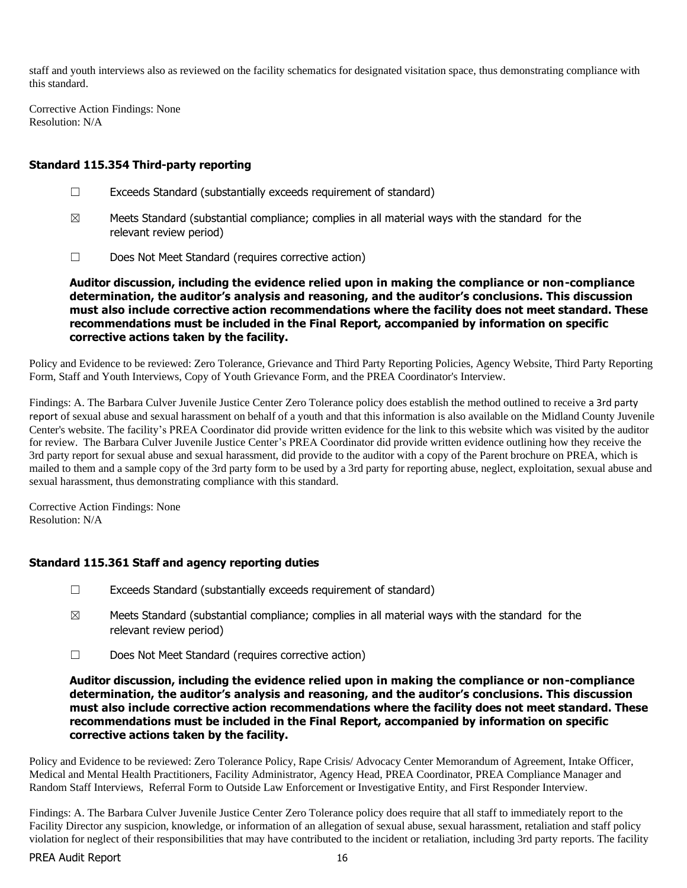staff and youth interviews also as reviewed on the facility schematics for designated visitation space, thus demonstrating compliance with this standard.

Corrective Action Findings: None
Resolution: N/A

### Standard 115.354 Third-party reporting

☐ Exceeds Standard (substantially exceeds requirement of standard)

☒ Meets Standard (substantial compliance; complies in all material ways with the standard for the relevant review period)

☐ Does Not Meet Standard (requires corrective action)

**Auditor discussion, including the evidence relied upon in making the compliance or non-compliance determination, the auditor's analysis and reasoning, and the auditor's conclusions. This discussion must also include corrective action recommendations where the facility does not meet standard. These recommendations must be included in the Final Report, accompanied by information on specific corrective actions taken by the facility.**

Policy and Evidence to be reviewed: Zero Tolerance, Grievance and Third Party Reporting Policies, Agency Website, Third Party Reporting Form, Staff and Youth Interviews, Copy of Youth Grievance Form, and the PREA Coordinator's Interview.

Findings: A. The Barbara Culver Juvenile Justice Center Zero Tolerance policy does establish the method outlined to receive a 3rd party report of sexual abuse and sexual harassment on behalf of a youth and that this information is also available on the Midland County Juvenile Center's website. The facility's PREA Coordinator did provide written evidence for the link to this website which was visited by the auditor for review. The Barbara Culver Juvenile Justice Center's PREA Coordinator did provide written evidence outlining how they receive the 3rd party report for sexual abuse and sexual harassment, did provide to the auditor with a copy of the Parent brochure on PREA, which is mailed to them and a sample copy of the 3rd party form to be used by a 3rd party for reporting abuse, neglect, exploitation, sexual abuse and sexual harassment, thus demonstrating compliance with this standard.

Corrective Action Findings: None
Resolution: N/A

### Standard 115.361 Staff and agency reporting duties

☐ Exceeds Standard (substantially exceeds requirement of standard)

☒ Meets Standard (substantial compliance; complies in all material ways with the standard for the relevant review period)

☐ Does Not Meet Standard (requires corrective action)

**Auditor discussion, including the evidence relied upon in making the compliance or non-compliance determination, the auditor's analysis and reasoning, and the auditor's conclusions. This discussion must also include corrective action recommendations where the facility does not meet standard. These recommendations must be included in the Final Report, accompanied by information on specific corrective actions taken by the facility.**

Policy and Evidence to be reviewed: Zero Tolerance Policy, Rape Crisis/ Advocacy Center Memorandum of Agreement, Intake Officer, Medical and Mental Health Practitioners, Facility Administrator, Agency Head, PREA Coordinator, PREA Compliance Manager and Random Staff Interviews, Referral Form to Outside Law Enforcement or Investigative Entity, and First Responder Interview.

Findings: A. The Barbara Culver Juvenile Justice Center Zero Tolerance policy does require that all staff to immediately report to the Facility Director any suspicion, knowledge, or information of an allegation of sexual abuse, sexual harassment, retaliation and staff policy violation for neglect of their responsibilities that may have contributed to the incident or retaliation, including 3rd party reports. The facility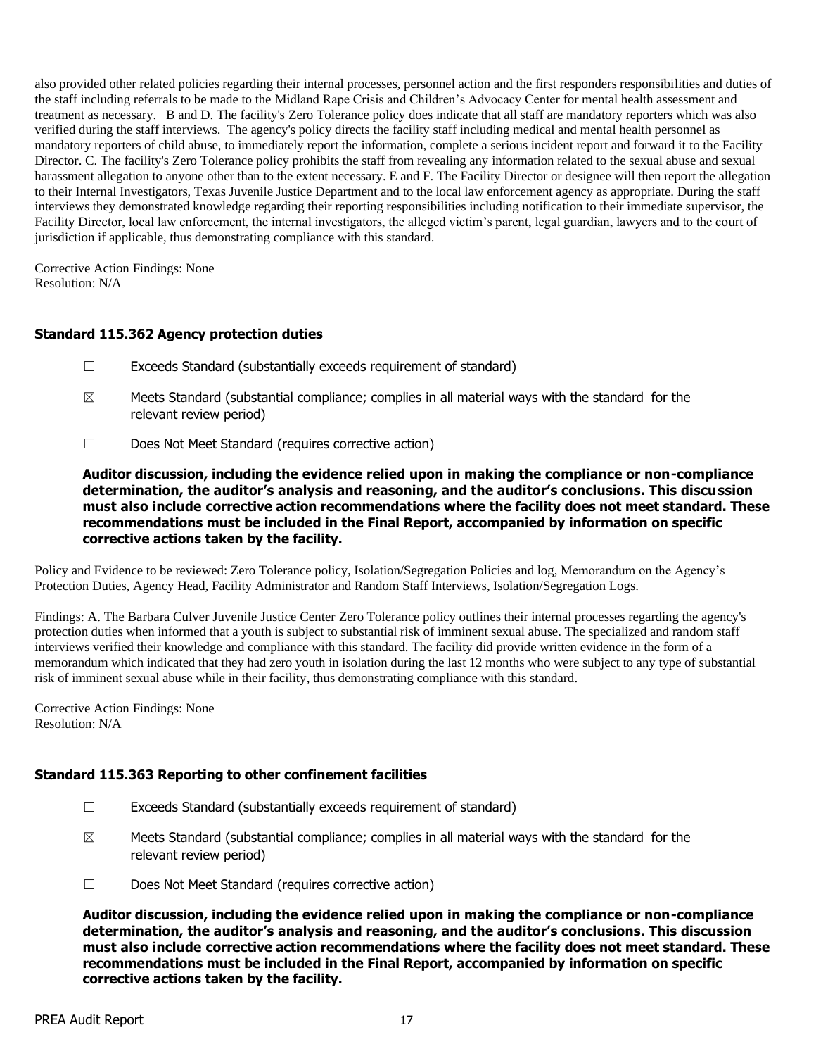also provided other related policies regarding their internal processes, personnel action and the first responders responsibilities and duties of the staff including referrals to be made to the Midland Rape Crisis and Children's Advocacy Center for mental health assessment and treatment as necessary. B and D. The facility's Zero Tolerance policy does indicate that all staff are mandatory reporters which was also verified during the staff interviews. The agency's policy directs the facility staff including medical and mental health personnel as mandatory reporters of child abuse, to immediately report the information, complete a serious incident report and forward it to the Facility Director. C. The facility's Zero Tolerance policy prohibits the staff from revealing any information related to the sexual abuse and sexual harassment allegation to anyone other than to the extent necessary. E and F. The Facility Director or designee will then report the allegation to their Internal Investigators, Texas Juvenile Justice Department and to the local law enforcement agency as appropriate. During the staff interviews they demonstrated knowledge regarding their reporting responsibilities including notification to their immediate supervisor, the Facility Director, local law enforcement, the internal investigators, the alleged victim's parent, legal guardian, lawyers and to the court of jurisdiction if applicable, thus demonstrating compliance with this standard.

Corrective Action Findings: None
Resolution: N/A

### Standard 115.362 Agency protection duties

☐ Exceeds Standard (substantially exceeds requirement of standard)

☒ Meets Standard (substantial compliance; complies in all material ways with the standard for the relevant review period)

☐ Does Not Meet Standard (requires corrective action)

**Auditor discussion, including the evidence relied upon in making the compliance or non-compliance determination, the auditor's analysis and reasoning, and the auditor's conclusions. This discussion must also include corrective action recommendations where the facility does not meet standard. These recommendations must be included in the Final Report, accompanied by information on specific corrective actions taken by the facility.**

Policy and Evidence to be reviewed: Zero Tolerance policy, Isolation/Segregation Policies and log, Memorandum on the Agency's Protection Duties, Agency Head, Facility Administrator and Random Staff Interviews, Isolation/Segregation Logs.

Findings: A. The Barbara Culver Juvenile Justice Center Zero Tolerance policy outlines their internal processes regarding the agency's protection duties when informed that a youth is subject to substantial risk of imminent sexual abuse. The specialized and random staff interviews verified their knowledge and compliance with this standard. The facility did provide written evidence in the form of a memorandum which indicated that they had zero youth in isolation during the last 12 months who were subject to any type of substantial risk of imminent sexual abuse while in their facility, thus demonstrating compliance with this standard.

Corrective Action Findings: None
Resolution: N/A

### Standard 115.363 Reporting to other confinement facilities

☐ Exceeds Standard (substantially exceeds requirement of standard)

☒ Meets Standard (substantial compliance; complies in all material ways with the standard for the relevant review period)

☐ Does Not Meet Standard (requires corrective action)

**Auditor discussion, including the evidence relied upon in making the compliance or non-compliance determination, the auditor's analysis and reasoning, and the auditor's conclusions. This discussion must also include corrective action recommendations where the facility does not meet standard. These recommendations must be included in the Final Report, accompanied by information on specific corrective actions taken by the facility.**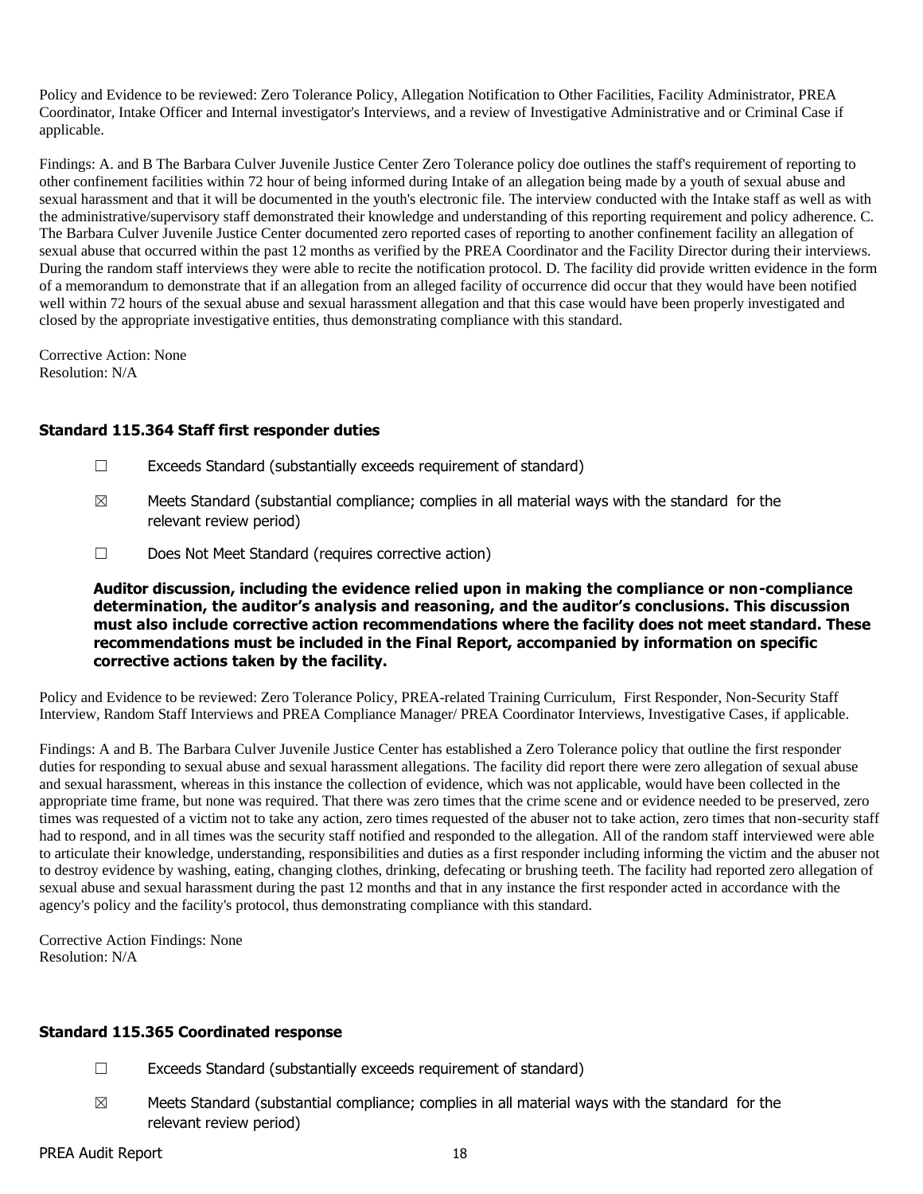Policy and Evidence to be reviewed: Zero Tolerance Policy, Allegation Notification to Other Facilities, Facility Administrator, PREA Coordinator, Intake Officer and Internal investigator's Interviews, and a review of Investigative Administrative and or Criminal Case if applicable.

Findings: A. and B The Barbara Culver Juvenile Justice Center Zero Tolerance policy doe outlines the staff's requirement of reporting to other confinement facilities within 72 hour of being informed during Intake of an allegation being made by a youth of sexual abuse and sexual harassment and that it will be documented in the youth's electronic file. The interview conducted with the Intake staff as well as with the administrative/supervisory staff demonstrated their knowledge and understanding of this reporting requirement and policy adherence. C. The Barbara Culver Juvenile Justice Center documented zero reported cases of reporting to another confinement facility an allegation of sexual abuse that occurred within the past 12 months as verified by the PREA Coordinator and the Facility Director during their interviews. During the random staff interviews they were able to recite the notification protocol. D. The facility did provide written evidence in the form of a memorandum to demonstrate that if an allegation from an alleged facility of occurrence did occur that they would have been notified well within 72 hours of the sexual abuse and sexual harassment allegation and that this case would have been properly investigated and closed by the appropriate investigative entities, thus demonstrating compliance with this standard.

Corrective Action: None
Resolution: N/A

### Standard 115.364 Staff first responder duties

☐ Exceeds Standard (substantially exceeds requirement of standard)

☒ Meets Standard (substantial compliance; complies in all material ways with the standard for the relevant review period)

☐ Does Not Meet Standard (requires corrective action)

**Auditor discussion, including the evidence relied upon in making the compliance or non-compliance determination, the auditor's analysis and reasoning, and the auditor's conclusions. This discussion must also include corrective action recommendations where the facility does not meet standard. These recommendations must be included in the Final Report, accompanied by information on specific corrective actions taken by the facility.**

Policy and Evidence to be reviewed: Zero Tolerance Policy, PREA-related Training Curriculum, First Responder, Non-Security Staff Interview, Random Staff Interviews and PREA Compliance Manager/ PREA Coordinator Interviews, Investigative Cases, if applicable.

Findings: A and B. The Barbara Culver Juvenile Justice Center has established a Zero Tolerance policy that outline the first responder duties for responding to sexual abuse and sexual harassment allegations. The facility did report there were zero allegation of sexual abuse and sexual harassment, whereas in this instance the collection of evidence, which was not applicable, would have been collected in the appropriate time frame, but none was required. That there was zero times that the crime scene and or evidence needed to be preserved, zero times was requested of a victim not to take any action, zero times requested of the abuser not to take action, zero times that non-security staff had to respond, and in all times was the security staff notified and responded to the allegation. All of the random staff interviewed were able to articulate their knowledge, understanding, responsibilities and duties as a first responder including informing the victim and the abuser not to destroy evidence by washing, eating, changing clothes, drinking, defecating or brushing teeth. The facility had reported zero allegation of sexual abuse and sexual harassment during the past 12 months and that in any instance the first responder acted in accordance with the agency's policy and the facility's protocol, thus demonstrating compliance with this standard.

Corrective Action Findings: None
Resolution: N/A

### Standard 115.365 Coordinated response

☐ Exceeds Standard (substantially exceeds requirement of standard)

☒ Meets Standard (substantial compliance; complies in all material ways with the standard for the relevant review period)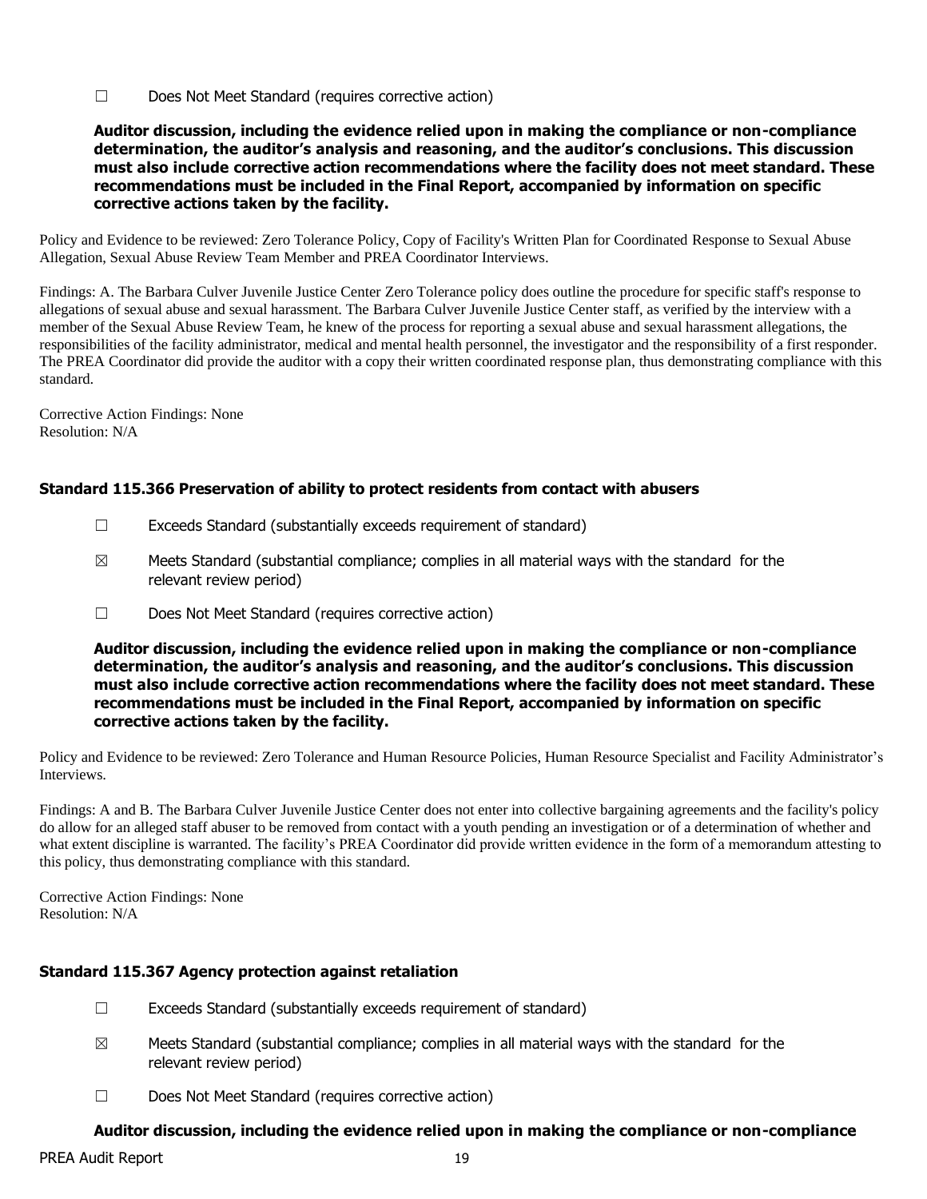☐ Does Not Meet Standard (requires corrective action)

**Auditor discussion, including the evidence relied upon in making the compliance or non-compliance determination, the auditor's analysis and reasoning, and the auditor's conclusions. This discussion must also include corrective action recommendations where the facility does not meet standard. These recommendations must be included in the Final Report, accompanied by information on specific corrective actions taken by the facility.**

Policy and Evidence to be reviewed: Zero Tolerance Policy, Copy of Facility's Written Plan for Coordinated Response to Sexual Abuse Allegation, Sexual Abuse Review Team Member and PREA Coordinator Interviews.

Findings: A. The Barbara Culver Juvenile Justice Center Zero Tolerance policy does outline the procedure for specific staff's response to allegations of sexual abuse and sexual harassment. The Barbara Culver Juvenile Justice Center staff, as verified by the interview with a member of the Sexual Abuse Review Team, he knew of the process for reporting a sexual abuse and sexual harassment allegations, the responsibilities of the facility administrator, medical and mental health personnel, the investigator and the responsibility of a first responder. The PREA Coordinator did provide the auditor with a copy their written coordinated response plan, thus demonstrating compliance with this standard.

Corrective Action Findings: None
Resolution: N/A

### Standard 115.366 Preservation of ability to protect residents from contact with abusers

☐ Exceeds Standard (substantially exceeds requirement of standard)

☒ Meets Standard (substantial compliance; complies in all material ways with the standard for the relevant review period)

☐ Does Not Meet Standard (requires corrective action)

**Auditor discussion, including the evidence relied upon in making the compliance or non-compliance determination, the auditor's analysis and reasoning, and the auditor's conclusions. This discussion must also include corrective action recommendations where the facility does not meet standard. These recommendations must be included in the Final Report, accompanied by information on specific corrective actions taken by the facility.**

Policy and Evidence to be reviewed: Zero Tolerance and Human Resource Policies, Human Resource Specialist and Facility Administrator's Interviews.

Findings: A and B. The Barbara Culver Juvenile Justice Center does not enter into collective bargaining agreements and the facility's policy do allow for an alleged staff abuser to be removed from contact with a youth pending an investigation or of a determination of whether and what extent discipline is warranted. The facility's PREA Coordinator did provide written evidence in the form of a memorandum attesting to this policy, thus demonstrating compliance with this standard.

Corrective Action Findings: None
Resolution: N/A

### Standard 115.367 Agency protection against retaliation

☐ Exceeds Standard (substantially exceeds requirement of standard)

☒ Meets Standard (substantial compliance; complies in all material ways with the standard for the relevant review period)

☐ Does Not Meet Standard (requires corrective action)

**Auditor discussion, including the evidence relied upon in making the compliance or non-compliance**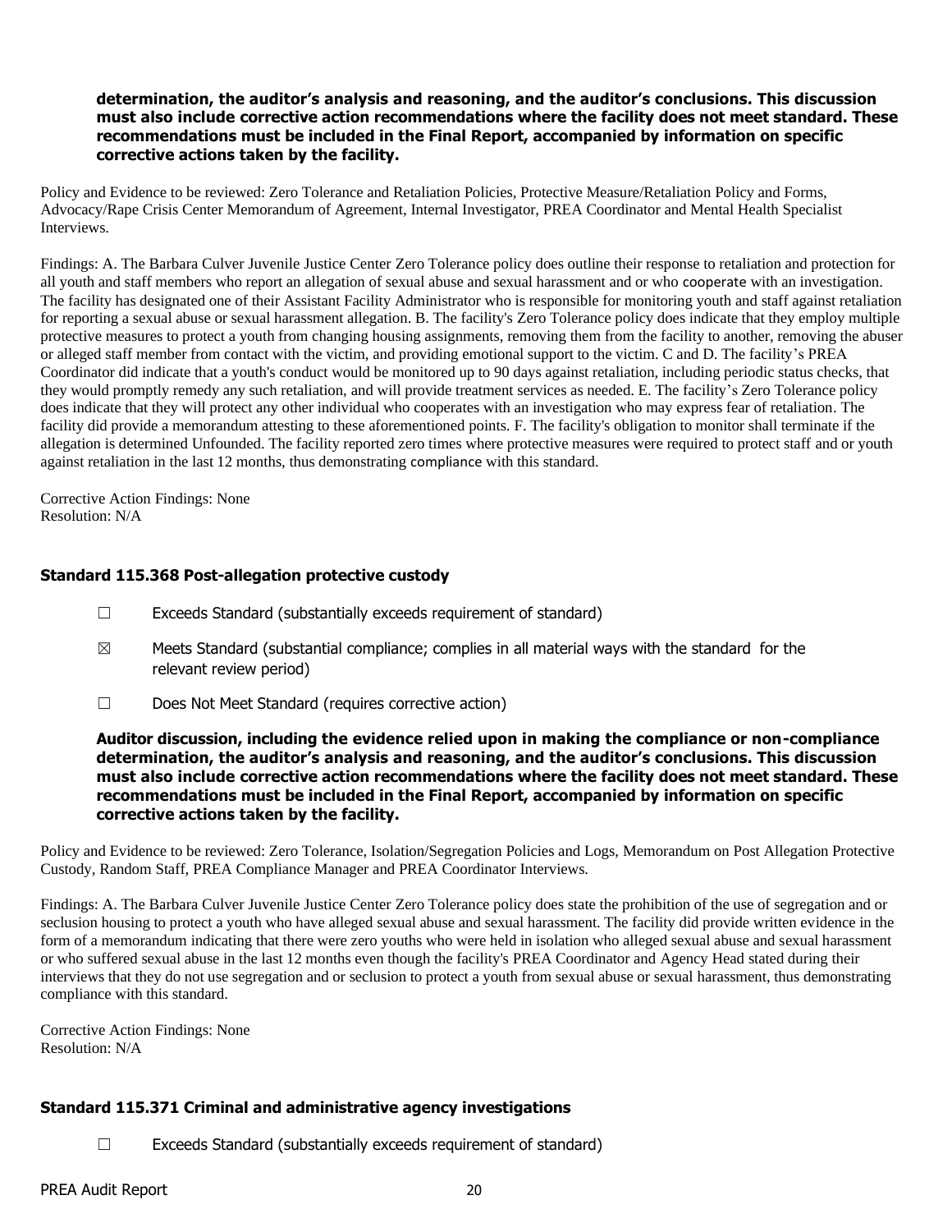**determination, the auditor's analysis and reasoning, and the auditor's conclusions. This discussion must also include corrective action recommendations where the facility does not meet standard. These recommendations must be included in the Final Report, accompanied by information on specific corrective actions taken by the facility.**

Policy and Evidence to be reviewed: Zero Tolerance and Retaliation Policies, Protective Measure/Retaliation Policy and Forms, Advocacy/Rape Crisis Center Memorandum of Agreement, Internal Investigator, PREA Coordinator and Mental Health Specialist Interviews.

Findings: A. The Barbara Culver Juvenile Justice Center Zero Tolerance policy does outline their response to retaliation and protection for all youth and staff members who report an allegation of sexual abuse and sexual harassment and or who cooperate with an investigation. The facility has designated one of their Assistant Facility Administrator who is responsible for monitoring youth and staff against retaliation for reporting a sexual abuse or sexual harassment allegation. B. The facility's Zero Tolerance policy does indicate that they employ multiple protective measures to protect a youth from changing housing assignments, removing them from the facility to another, removing the abuser or alleged staff member from contact with the victim, and providing emotional support to the victim. C and D. The facility's PREA Coordinator did indicate that a youth's conduct would be monitored up to 90 days against retaliation, including periodic status checks, that they would promptly remedy any such retaliation, and will provide treatment services as needed. E. The facility's Zero Tolerance policy does indicate that they will protect any other individual who cooperates with an investigation who may express fear of retaliation. The facility did provide a memorandum attesting to these aforementioned points. F. The facility's obligation to monitor shall terminate if the allegation is determined Unfounded. The facility reported zero times where protective measures were required to protect staff and or youth against retaliation in the last 12 months, thus demonstrating compliance with this standard.

Corrective Action Findings: None
Resolution: N/A

### Standard 115.368 Post-allegation protective custody

☐ Exceeds Standard (substantially exceeds requirement of standard)

☒ Meets Standard (substantial compliance; complies in all material ways with the standard for the relevant review period)

☐ Does Not Meet Standard (requires corrective action)

**Auditor discussion, including the evidence relied upon in making the compliance or non-compliance determination, the auditor's analysis and reasoning, and the auditor's conclusions. This discussion must also include corrective action recommendations where the facility does not meet standard. These recommendations must be included in the Final Report, accompanied by information on specific corrective actions taken by the facility.**

Policy and Evidence to be reviewed: Zero Tolerance, Isolation/Segregation Policies and Logs, Memorandum on Post Allegation Protective Custody, Random Staff, PREA Compliance Manager and PREA Coordinator Interviews.

Findings: A. The Barbara Culver Juvenile Justice Center Zero Tolerance policy does state the prohibition of the use of segregation and or seclusion housing to protect a youth who have alleged sexual abuse and sexual harassment. The facility did provide written evidence in the form of a memorandum indicating that there were zero youths who were held in isolation who alleged sexual abuse and sexual harassment or who suffered sexual abuse in the last 12 months even though the facility's PREA Coordinator and Agency Head stated during their interviews that they do not use segregation and or seclusion to protect a youth from sexual abuse or sexual harassment, thus demonstrating compliance with this standard.

Corrective Action Findings: None
Resolution: N/A

### Standard 115.371 Criminal and administrative agency investigations

☐ Exceeds Standard (substantially exceeds requirement of standard)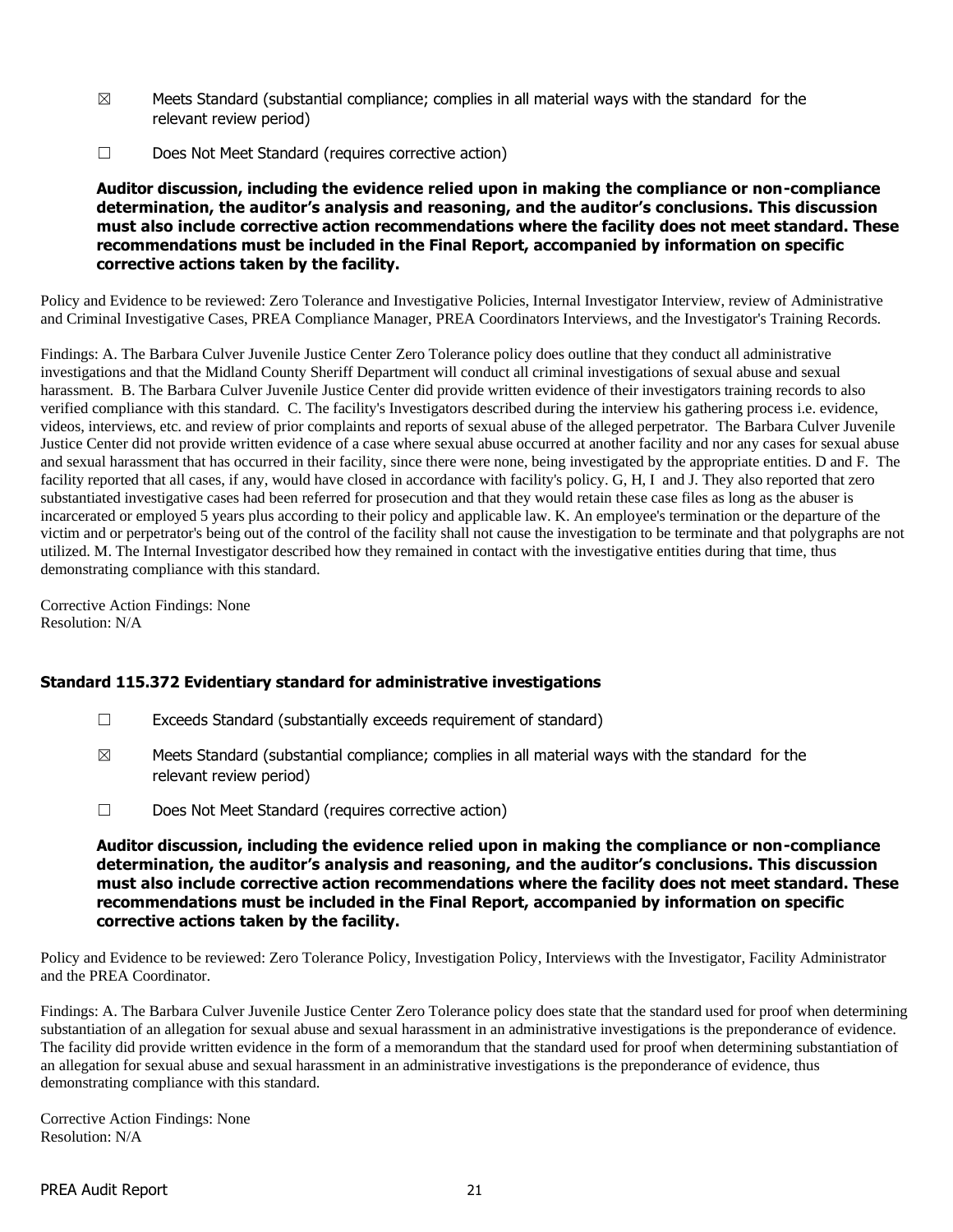☒ Meets Standard (substantial compliance; complies in all material ways with the standard for the relevant review period)

☐ Does Not Meet Standard (requires corrective action)

**Auditor discussion, including the evidence relied upon in making the compliance or non-compliance determination, the auditor's analysis and reasoning, and the auditor's conclusions. This discussion must also include corrective action recommendations where the facility does not meet standard. These recommendations must be included in the Final Report, accompanied by information on specific corrective actions taken by the facility.**

Policy and Evidence to be reviewed: Zero Tolerance and Investigative Policies, Internal Investigator Interview, review of Administrative and Criminal Investigative Cases, PREA Compliance Manager, PREA Coordinators Interviews, and the Investigator's Training Records.

Findings: A. The Barbara Culver Juvenile Justice Center Zero Tolerance policy does outline that they conduct all administrative investigations and that the Midland County Sheriff Department will conduct all criminal investigations of sexual abuse and sexual harassment. B. The Barbara Culver Juvenile Justice Center did provide written evidence of their investigators training records to also verified compliance with this standard. C. The facility's Investigators described during the interview his gathering process i.e. evidence, videos, interviews, etc. and review of prior complaints and reports of sexual abuse of the alleged perpetrator. The Barbara Culver Juvenile Justice Center did not provide written evidence of a case where sexual abuse occurred at another facility and nor any cases for sexual abuse and sexual harassment that has occurred in their facility, since there were none, being investigated by the appropriate entities. D and F. The facility reported that all cases, if any, would have closed in accordance with facility's policy. G, H, I and J. They also reported that zero substantiated investigative cases had been referred for prosecution and that they would retain these case files as long as the abuser is incarcerated or employed 5 years plus according to their policy and applicable law. K. An employee's termination or the departure of the victim and or perpetrator's being out of the control of the facility shall not cause the investigation to be terminate and that polygraphs are not utilized. M. The Internal Investigator described how they remained in contact with the investigative entities during that time, thus demonstrating compliance with this standard.

Corrective Action Findings: None
Resolution: N/A

### Standard 115.372 Evidentiary standard for administrative investigations

☐ Exceeds Standard (substantially exceeds requirement of standard)

☒ Meets Standard (substantial compliance; complies in all material ways with the standard for the relevant review period)

☐ Does Not Meet Standard (requires corrective action)

**Auditor discussion, including the evidence relied upon in making the compliance or non-compliance determination, the auditor's analysis and reasoning, and the auditor's conclusions. This discussion must also include corrective action recommendations where the facility does not meet standard. These recommendations must be included in the Final Report, accompanied by information on specific corrective actions taken by the facility.**

Policy and Evidence to be reviewed: Zero Tolerance Policy, Investigation Policy, Interviews with the Investigator, Facility Administrator and the PREA Coordinator.

Findings: A. The Barbara Culver Juvenile Justice Center Zero Tolerance policy does state that the standard used for proof when determining substantiation of an allegation for sexual abuse and sexual harassment in an administrative investigations is the preponderance of evidence. The facility did provide written evidence in the form of a memorandum that the standard used for proof when determining substantiation of an allegation for sexual abuse and sexual harassment in an administrative investigations is the preponderance of evidence, thus demonstrating compliance with this standard.

Corrective Action Findings: None
Resolution: N/A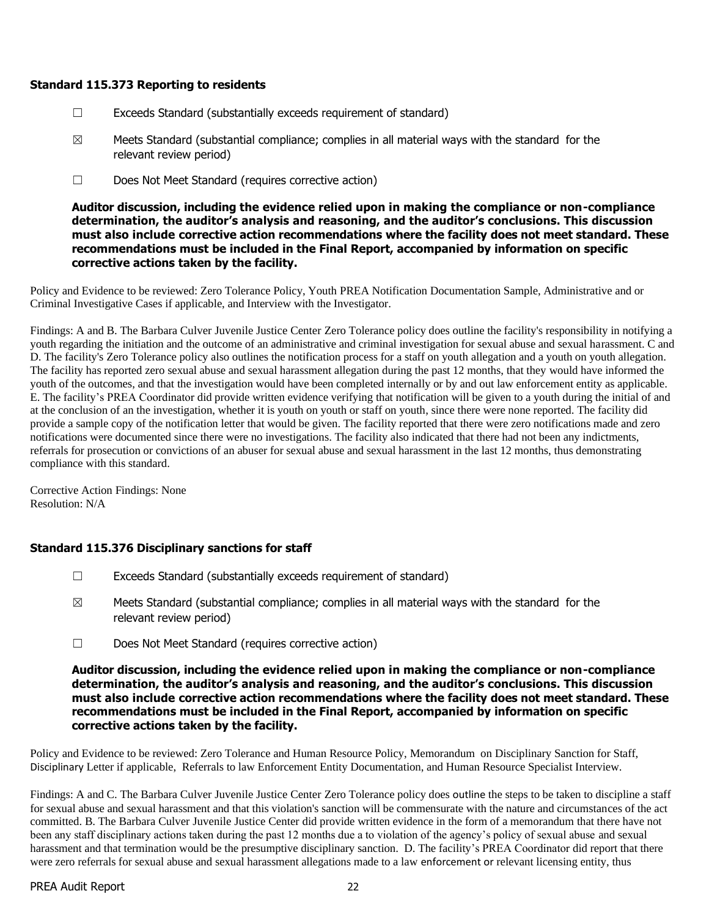### Standard 115.373 Reporting to residents

☐ Exceeds Standard (substantially exceeds requirement of standard)

☒ Meets Standard (substantial compliance; complies in all material ways with the standard for the relevant review period)

☐ Does Not Meet Standard (requires corrective action)

**Auditor discussion, including the evidence relied upon in making the compliance or non-compliance determination, the auditor's analysis and reasoning, and the auditor's conclusions. This discussion must also include corrective action recommendations where the facility does not meet standard. These recommendations must be included in the Final Report, accompanied by information on specific corrective actions taken by the facility.**

Policy and Evidence to be reviewed: Zero Tolerance Policy, Youth PREA Notification Documentation Sample, Administrative and or Criminal Investigative Cases if applicable, and Interview with the Investigator.

Findings: A and B. The Barbara Culver Juvenile Justice Center Zero Tolerance policy does outline the facility's responsibility in notifying a youth regarding the initiation and the outcome of an administrative and criminal investigation for sexual abuse and sexual harassment. C and D. The facility's Zero Tolerance policy also outlines the notification process for a staff on youth allegation and a youth on youth allegation. The facility has reported zero sexual abuse and sexual harassment allegation during the past 12 months, that they would have informed the youth of the outcomes, and that the investigation would have been completed internally or by and out law enforcement entity as applicable. E. The facility's PREA Coordinator did provide written evidence verifying that notification will be given to a youth during the initial of and at the conclusion of an the investigation, whether it is youth on youth or staff on youth, since there were none reported. The facility did provide a sample copy of the notification letter that would be given. The facility reported that there were zero notifications made and zero notifications were documented since there were no investigations. The facility also indicated that there had not been any indictments, referrals for prosecution or convictions of an abuser for sexual abuse and sexual harassment in the last 12 months, thus demonstrating compliance with this standard.

Corrective Action Findings: None
Resolution: N/A

### Standard 115.376 Disciplinary sanctions for staff

☐ Exceeds Standard (substantially exceeds requirement of standard)

☒ Meets Standard (substantial compliance; complies in all material ways with the standard for the relevant review period)

☐ Does Not Meet Standard (requires corrective action)

**Auditor discussion, including the evidence relied upon in making the compliance or non-compliance determination, the auditor's analysis and reasoning, and the auditor's conclusions. This discussion must also include corrective action recommendations where the facility does not meet standard. These recommendations must be included in the Final Report, accompanied by information on specific corrective actions taken by the facility.**

Policy and Evidence to be reviewed: Zero Tolerance and Human Resource Policy, Memorandum on Disciplinary Sanction for Staff, Disciplinary Letter if applicable, Referrals to law Enforcement Entity Documentation, and Human Resource Specialist Interview.

Findings: A and C. The Barbara Culver Juvenile Justice Center Zero Tolerance policy does outline the steps to be taken to discipline a staff for sexual abuse and sexual harassment and that this violation's sanction will be commensurate with the nature and circumstances of the act committed. B. The Barbara Culver Juvenile Justice Center did provide written evidence in the form of a memorandum that there have not been any staff disciplinary actions taken during the past 12 months due a to violation of the agency's policy of sexual abuse and sexual harassment and that termination would be the presumptive disciplinary sanction. D. The facility's PREA Coordinator did report that there were zero referrals for sexual abuse and sexual harassment allegations made to a law enforcement or relevant licensing entity, thus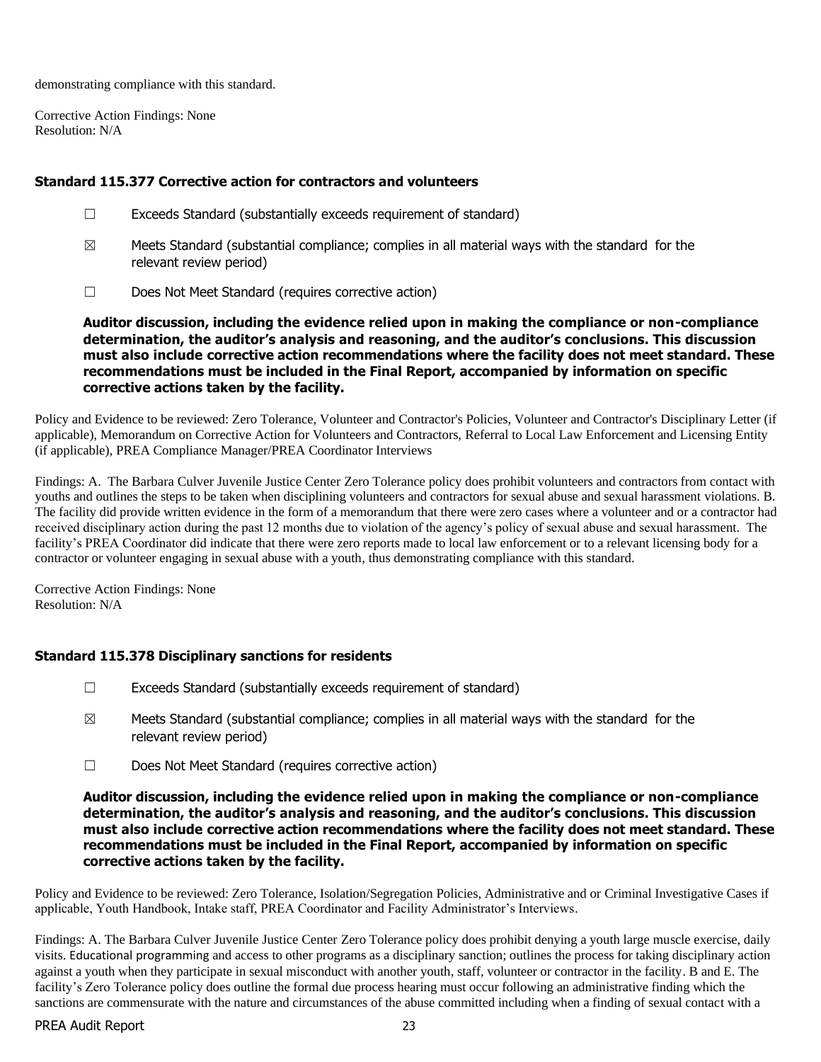demonstrating compliance with this standard.

Corrective Action Findings: None
Resolution: N/A

### Standard 115.377 Corrective action for contractors and volunteers

☐ Exceeds Standard (substantially exceeds requirement of standard)

☒ Meets Standard (substantial compliance; complies in all material ways with the standard for the relevant review period)

☐ Does Not Meet Standard (requires corrective action)

**Auditor discussion, including the evidence relied upon in making the compliance or non-compliance determination, the auditor's analysis and reasoning, and the auditor's conclusions. This discussion must also include corrective action recommendations where the facility does not meet standard. These recommendations must be included in the Final Report, accompanied by information on specific corrective actions taken by the facility.**

Policy and Evidence to be reviewed: Zero Tolerance, Volunteer and Contractor's Policies, Volunteer and Contractor's Disciplinary Letter (if applicable), Memorandum on Corrective Action for Volunteers and Contractors, Referral to Local Law Enforcement and Licensing Entity (if applicable), PREA Compliance Manager/PREA Coordinator Interviews

Findings: A. The Barbara Culver Juvenile Justice Center Zero Tolerance policy does prohibit volunteers and contractors from contact with youths and outlines the steps to be taken when disciplining volunteers and contractors for sexual abuse and sexual harassment violations. B. The facility did provide written evidence in the form of a memorandum that there were zero cases where a volunteer and or a contractor had received disciplinary action during the past 12 months due to violation of the agency's policy of sexual abuse and sexual harassment. The facility's PREA Coordinator did indicate that there were zero reports made to local law enforcement or to a relevant licensing body for a contractor or volunteer engaging in sexual abuse with a youth, thus demonstrating compliance with this standard.

Corrective Action Findings: None
Resolution: N/A

### Standard 115.378 Disciplinary sanctions for residents

☐ Exceeds Standard (substantially exceeds requirement of standard)

☒ Meets Standard (substantial compliance; complies in all material ways with the standard for the relevant review period)

☐ Does Not Meet Standard (requires corrective action)

**Auditor discussion, including the evidence relied upon in making the compliance or non-compliance determination, the auditor's analysis and reasoning, and the auditor's conclusions. This discussion must also include corrective action recommendations where the facility does not meet standard. These recommendations must be included in the Final Report, accompanied by information on specific corrective actions taken by the facility.**

Policy and Evidence to be reviewed: Zero Tolerance, Isolation/Segregation Policies, Administrative and or Criminal Investigative Cases if applicable, Youth Handbook, Intake staff, PREA Coordinator and Facility Administrator's Interviews.

Findings: A. The Barbara Culver Juvenile Justice Center Zero Tolerance policy does prohibit denying a youth large muscle exercise, daily visits. Educational programming and access to other programs as a disciplinary sanction; outlines the process for taking disciplinary action against a youth when they participate in sexual misconduct with another youth, staff, volunteer or contractor in the facility. B and E. The facility's Zero Tolerance policy does outline the formal due process hearing must occur following an administrative finding which the sanctions are commensurate with the nature and circumstances of the abuse committed including when a finding of sexual contact with a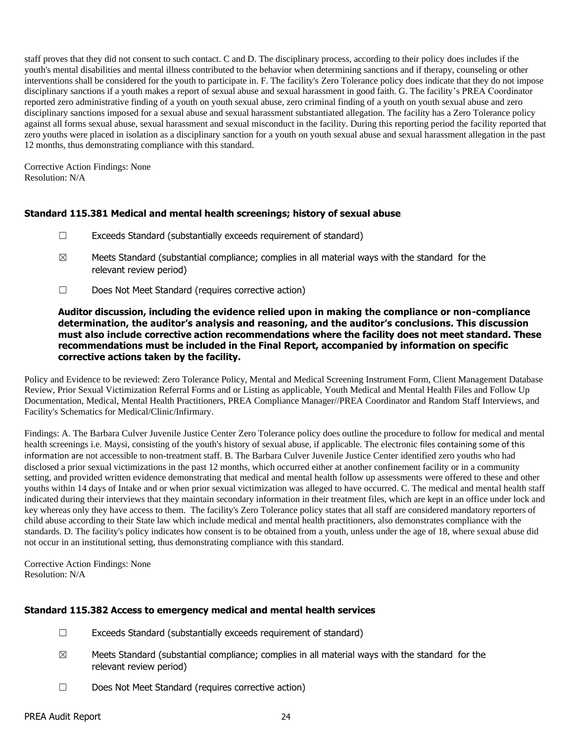staff proves that they did not consent to such contact. C and D. The disciplinary process, according to their policy does includes if the youth's mental disabilities and mental illness contributed to the behavior when determining sanctions and if therapy, counseling or other interventions shall be considered for the youth to participate in. F. The facility's Zero Tolerance policy does indicate that they do not impose disciplinary sanctions if a youth makes a report of sexual abuse and sexual harassment in good faith. G. The facility's PREA Coordinator reported zero administrative finding of a youth on youth sexual abuse, zero criminal finding of a youth on youth sexual abuse and zero disciplinary sanctions imposed for a sexual abuse and sexual harassment substantiated allegation. The facility has a Zero Tolerance policy against all forms sexual abuse, sexual harassment and sexual misconduct in the facility. During this reporting period the facility reported that zero youths were placed in isolation as a disciplinary sanction for a youth on youth sexual abuse and sexual harassment allegation in the past 12 months, thus demonstrating compliance with this standard.

Corrective Action Findings: None
Resolution: N/A

### Standard 115.381 Medical and mental health screenings; history of sexual abuse

☐ Exceeds Standard (substantially exceeds requirement of standard)

☒ Meets Standard (substantial compliance; complies in all material ways with the standard for the relevant review period)

☐ Does Not Meet Standard (requires corrective action)

**Auditor discussion, including the evidence relied upon in making the compliance or non-compliance determination, the auditor's analysis and reasoning, and the auditor's conclusions. This discussion must also include corrective action recommendations where the facility does not meet standard. These recommendations must be included in the Final Report, accompanied by information on specific corrective actions taken by the facility.**

Policy and Evidence to be reviewed: Zero Tolerance Policy, Mental and Medical Screening Instrument Form, Client Management Database Review, Prior Sexual Victimization Referral Forms and or Listing as applicable, Youth Medical and Mental Health Files and Follow Up Documentation, Medical, Mental Health Practitioners, PREA Compliance Manager//PREA Coordinator and Random Staff Interviews, and Facility's Schematics for Medical/Clinic/Infirmary.

Findings: A. The Barbara Culver Juvenile Justice Center Zero Tolerance policy does outline the procedure to follow for medical and mental health screenings i.e. Maysi, consisting of the youth's history of sexual abuse, if applicable. The electronic files containing some of this information are not accessible to non-treatment staff. B. The Barbara Culver Juvenile Justice Center identified zero youths who had disclosed a prior sexual victimizations in the past 12 months, which occurred either at another confinement facility or in a community setting, and provided written evidence demonstrating that medical and mental health follow up assessments were offered to these and other youths within 14 days of Intake and or when prior sexual victimization was alleged to have occurred. C. The medical and mental health staff indicated during their interviews that they maintain secondary information in their treatment files, which are kept in an office under lock and key whereas only they have access to them. The facility's Zero Tolerance policy states that all staff are considered mandatory reporters of child abuse according to their State law which include medical and mental health practitioners, also demonstrates compliance with the standards. D. The facility's policy indicates how consent is to be obtained from a youth, unless under the age of 18, where sexual abuse did not occur in an institutional setting, thus demonstrating compliance with this standard.

Corrective Action Findings: None
Resolution: N/A

### Standard 115.382 Access to emergency medical and mental health services

☐ Exceeds Standard (substantially exceeds requirement of standard)

☒ Meets Standard (substantial compliance; complies in all material ways with the standard for the relevant review period)

☐ Does Not Meet Standard (requires corrective action)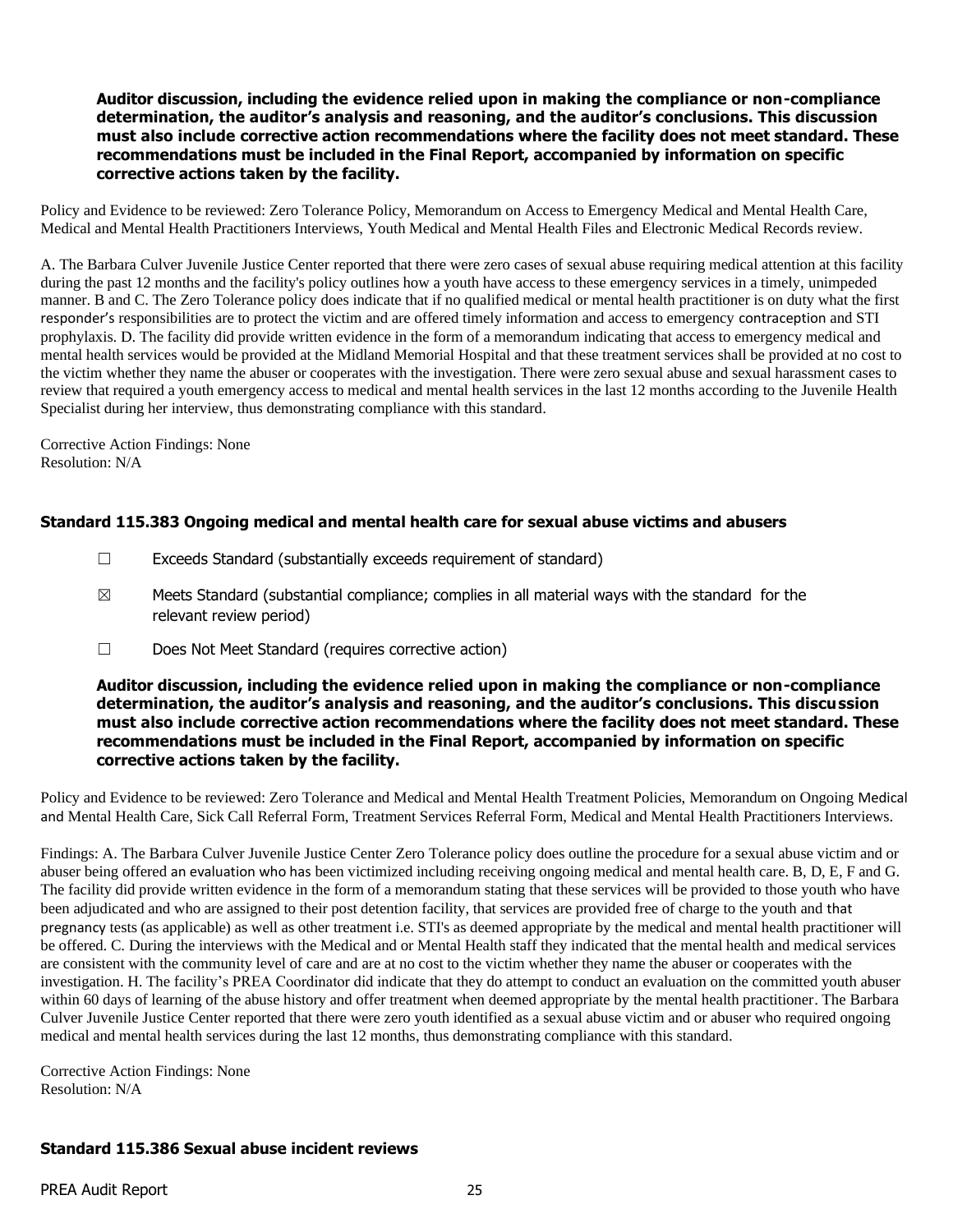**Auditor discussion, including the evidence relied upon in making the compliance or non-compliance determination, the auditor's analysis and reasoning, and the auditor's conclusions. This discussion must also include corrective action recommendations where the facility does not meet standard. These recommendations must be included in the Final Report, accompanied by information on specific corrective actions taken by the facility.**

Policy and Evidence to be reviewed: Zero Tolerance Policy, Memorandum on Access to Emergency Medical and Mental Health Care, Medical and Mental Health Practitioners Interviews, Youth Medical and Mental Health Files and Electronic Medical Records review.

A. The Barbara Culver Juvenile Justice Center reported that there were zero cases of sexual abuse requiring medical attention at this facility during the past 12 months and the facility's policy outlines how a youth have access to these emergency services in a timely, unimpeded manner. B and C. The Zero Tolerance policy does indicate that if no qualified medical or mental health practitioner is on duty what the first responder's responsibilities are to protect the victim and are offered timely information and access to emergency contraception and STI prophylaxis. D. The facility did provide written evidence in the form of a memorandum indicating that access to emergency medical and mental health services would be provided at the Midland Memorial Hospital and that these treatment services shall be provided at no cost to the victim whether they name the abuser or cooperates with the investigation. There were zero sexual abuse and sexual harassment cases to review that required a youth emergency access to medical and mental health services in the last 12 months according to the Juvenile Health Specialist during her interview, thus demonstrating compliance with this standard.

Corrective Action Findings: None
Resolution: N/A

### Standard 115.383 Ongoing medical and mental health care for sexual abuse victims and abusers

☐ Exceeds Standard (substantially exceeds requirement of standard)

☒ Meets Standard (substantial compliance; complies in all material ways with the standard for the relevant review period)

☐ Does Not Meet Standard (requires corrective action)

**Auditor discussion, including the evidence relied upon in making the compliance or non-compliance determination, the auditor's analysis and reasoning, and the auditor's conclusions. This discussion must also include corrective action recommendations where the facility does not meet standard. These recommendations must be included in the Final Report, accompanied by information on specific corrective actions taken by the facility.**

Policy and Evidence to be reviewed: Zero Tolerance and Medical and Mental Health Treatment Policies, Memorandum on Ongoing Medical and Mental Health Care, Sick Call Referral Form, Treatment Services Referral Form, Medical and Mental Health Practitioners Interviews.

Findings: A. The Barbara Culver Juvenile Justice Center Zero Tolerance policy does outline the procedure for a sexual abuse victim and or abuser being offered an evaluation who has been victimized including receiving ongoing medical and mental health care. B, D, E, F and G. The facility did provide written evidence in the form of a memorandum stating that these services will be provided to those youth who have been adjudicated and who are assigned to their post detention facility, that services are provided free of charge to the youth and that pregnancy tests (as applicable) as well as other treatment i.e. STI's as deemed appropriate by the medical and mental health practitioner will be offered. C. During the interviews with the Medical and or Mental Health staff they indicated that the mental health and medical services are consistent with the community level of care and are at no cost to the victim whether they name the abuser or cooperates with the investigation. H. The facility's PREA Coordinator did indicate that they do attempt to conduct an evaluation on the committed youth abuser within 60 days of learning of the abuse history and offer treatment when deemed appropriate by the mental health practitioner. The Barbara Culver Juvenile Justice Center reported that there were zero youth identified as a sexual abuse victim and or abuser who required ongoing medical and mental health services during the last 12 months, thus demonstrating compliance with this standard.

Corrective Action Findings: None
Resolution: N/A

### Standard 115.386 Sexual abuse incident reviews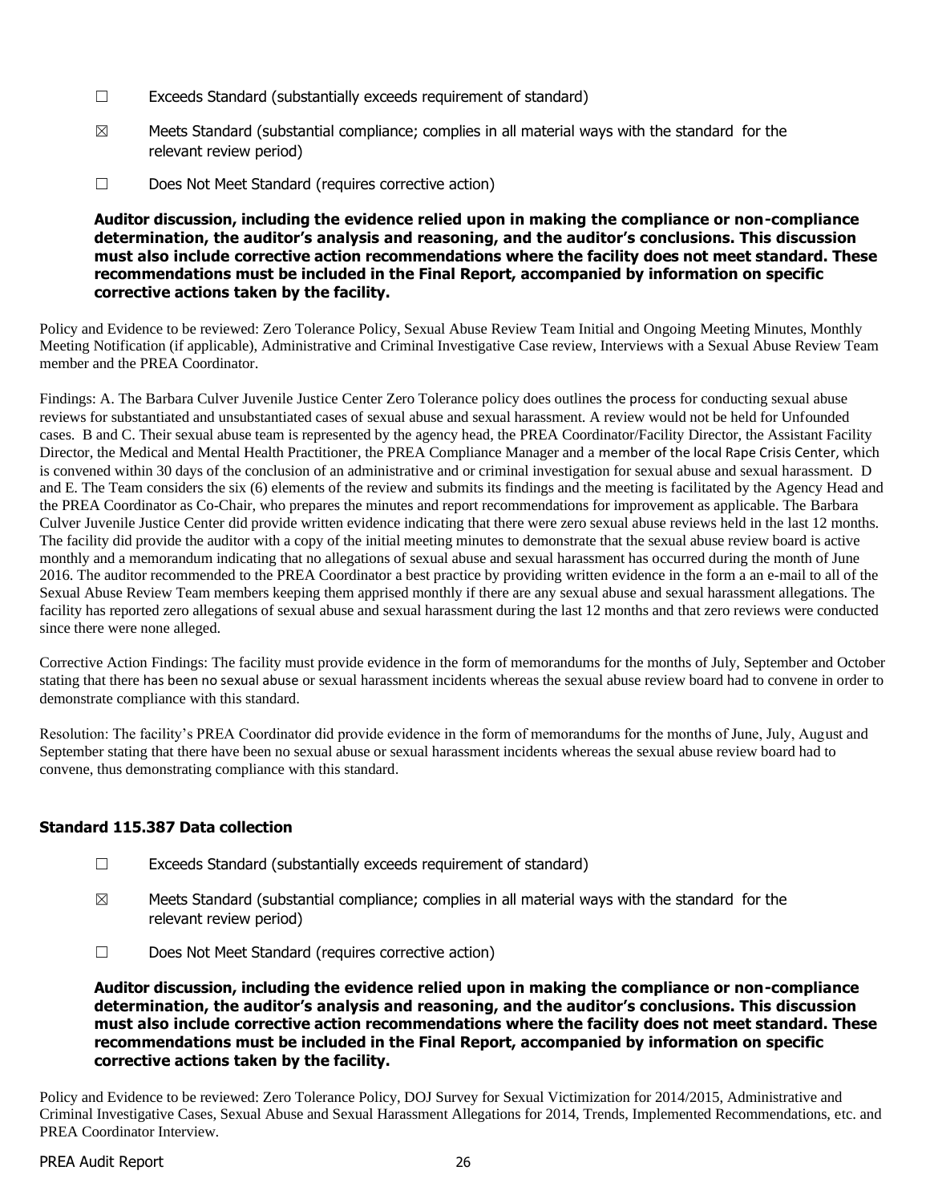☐ Exceeds Standard (substantially exceeds requirement of standard)

☒ Meets Standard (substantial compliance; complies in all material ways with the standard for the relevant review period)

☐ Does Not Meet Standard (requires corrective action)

**Auditor discussion, including the evidence relied upon in making the compliance or non-compliance determination, the auditor's analysis and reasoning, and the auditor's conclusions. This discussion must also include corrective action recommendations where the facility does not meet standard. These recommendations must be included in the Final Report, accompanied by information on specific corrective actions taken by the facility.**

Policy and Evidence to be reviewed: Zero Tolerance Policy, Sexual Abuse Review Team Initial and Ongoing Meeting Minutes, Monthly Meeting Notification (if applicable), Administrative and Criminal Investigative Case review, Interviews with a Sexual Abuse Review Team member and the PREA Coordinator.

Findings: A. The Barbara Culver Juvenile Justice Center Zero Tolerance policy does outlines the process for conducting sexual abuse reviews for substantiated and unsubstantiated cases of sexual abuse and sexual harassment. A review would not be held for Unfounded cases. B and C. Their sexual abuse team is represented by the agency head, the PREA Coordinator/Facility Director, the Assistant Facility Director, the Medical and Mental Health Practitioner, the PREA Compliance Manager and a member of the local Rape Crisis Center, which is convened within 30 days of the conclusion of an administrative and or criminal investigation for sexual abuse and sexual harassment. D and E. The Team considers the six (6) elements of the review and submits its findings and the meeting is facilitated by the Agency Head and the PREA Coordinator as Co-Chair, who prepares the minutes and report recommendations for improvement as applicable. The Barbara Culver Juvenile Justice Center did provide written evidence indicating that there were zero sexual abuse reviews held in the last 12 months. The facility did provide the auditor with a copy of the initial meeting minutes to demonstrate that the sexual abuse review board is active monthly and a memorandum indicating that no allegations of sexual abuse and sexual harassment has occurred during the month of June 2016. The auditor recommended to the PREA Coordinator a best practice by providing written evidence in the form a an e-mail to all of the Sexual Abuse Review Team members keeping them apprised monthly if there are any sexual abuse and sexual harassment allegations. The facility has reported zero allegations of sexual abuse and sexual harassment during the last 12 months and that zero reviews were conducted since there were none alleged.

Corrective Action Findings: The facility must provide evidence in the form of memorandums for the months of July, September and October stating that there has been no sexual abuse or sexual harassment incidents whereas the sexual abuse review board had to convene in order to demonstrate compliance with this standard.

Resolution: The facility's PREA Coordinator did provide evidence in the form of memorandums for the months of June, July, August and September stating that there have been no sexual abuse or sexual harassment incidents whereas the sexual abuse review board had to convene, thus demonstrating compliance with this standard.

### Standard 115.387 Data collection

☐ Exceeds Standard (substantially exceeds requirement of standard)

☒ Meets Standard (substantial compliance; complies in all material ways with the standard for the relevant review period)

☐ Does Not Meet Standard (requires corrective action)

**Auditor discussion, including the evidence relied upon in making the compliance or non-compliance determination, the auditor's analysis and reasoning, and the auditor's conclusions. This discussion must also include corrective action recommendations where the facility does not meet standard. These recommendations must be included in the Final Report, accompanied by information on specific corrective actions taken by the facility.**

Policy and Evidence to be reviewed: Zero Tolerance Policy, DOJ Survey for Sexual Victimization for 2014/2015, Administrative and Criminal Investigative Cases, Sexual Abuse and Sexual Harassment Allegations for 2014, Trends, Implemented Recommendations, etc. and PREA Coordinator Interview.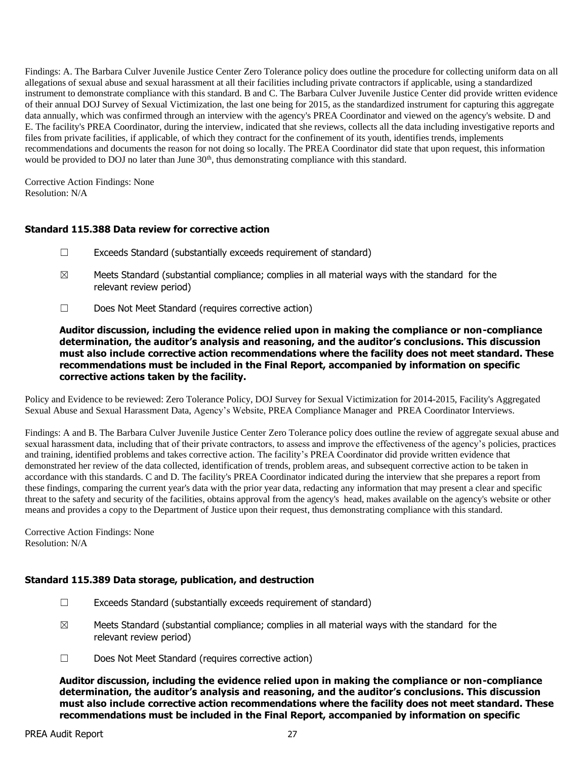Findings: A. The Barbara Culver Juvenile Justice Center Zero Tolerance policy does outline the procedure for collecting uniform data on all allegations of sexual abuse and sexual harassment at all their facilities including private contractors if applicable, using a standardized instrument to demonstrate compliance with this standard. B and C. The Barbara Culver Juvenile Justice Center did provide written evidence of their annual DOJ Survey of Sexual Victimization, the last one being for 2015, as the standardized instrument for capturing this aggregate data annually, which was confirmed through an interview with the agency's PREA Coordinator and viewed on the agency's website. D and E. The facility's PREA Coordinator, during the interview, indicated that she reviews, collects all the data including investigative reports and files from private facilities, if applicable, of which they contract for the confinement of its youth, identifies trends, implements recommendations and documents the reason for not doing so locally. The PREA Coordinator did state that upon request, this information would be provided to DOJ no later than June 30th, thus demonstrating compliance with this standard.

Corrective Action Findings: None
Resolution: N/A

### Standard 115.388 Data review for corrective action

☐ Exceeds Standard (substantially exceeds requirement of standard)

☒ Meets Standard (substantial compliance; complies in all material ways with the standard for the relevant review period)

☐ Does Not Meet Standard (requires corrective action)

**Auditor discussion, including the evidence relied upon in making the compliance or non-compliance determination, the auditor's analysis and reasoning, and the auditor's conclusions. This discussion must also include corrective action recommendations where the facility does not meet standard. These recommendations must be included in the Final Report, accompanied by information on specific corrective actions taken by the facility.**

Policy and Evidence to be reviewed: Zero Tolerance Policy, DOJ Survey for Sexual Victimization for 2014-2015, Facility's Aggregated Sexual Abuse and Sexual Harassment Data, Agency's Website, PREA Compliance Manager and PREA Coordinator Interviews.

Findings: A and B. The Barbara Culver Juvenile Justice Center Zero Tolerance policy does outline the review of aggregate sexual abuse and sexual harassment data, including that of their private contractors, to assess and improve the effectiveness of the agency's policies, practices and training, identified problems and takes corrective action. The facility's PREA Coordinator did provide written evidence that demonstrated her review of the data collected, identification of trends, problem areas, and subsequent corrective action to be taken in accordance with this standards. C and D. The facility's PREA Coordinator indicated during the interview that she prepares a report from these findings, comparing the current year's data with the prior year data, redacting any information that may present a clear and specific threat to the safety and security of the facilities, obtains approval from the agency's head, makes available on the agency's website or other means and provides a copy to the Department of Justice upon their request, thus demonstrating compliance with this standard.

Corrective Action Findings: None
Resolution: N/A

### Standard 115.389 Data storage, publication, and destruction

☐ Exceeds Standard (substantially exceeds requirement of standard)

☒ Meets Standard (substantial compliance; complies in all material ways with the standard for the relevant review period)

☐ Does Not Meet Standard (requires corrective action)

**Auditor discussion, including the evidence relied upon in making the compliance or non-compliance determination, the auditor's analysis and reasoning, and the auditor's conclusions. This discussion must also include corrective action recommendations where the facility does not meet standard. These recommendations must be included in the Final Report, accompanied by information on specific**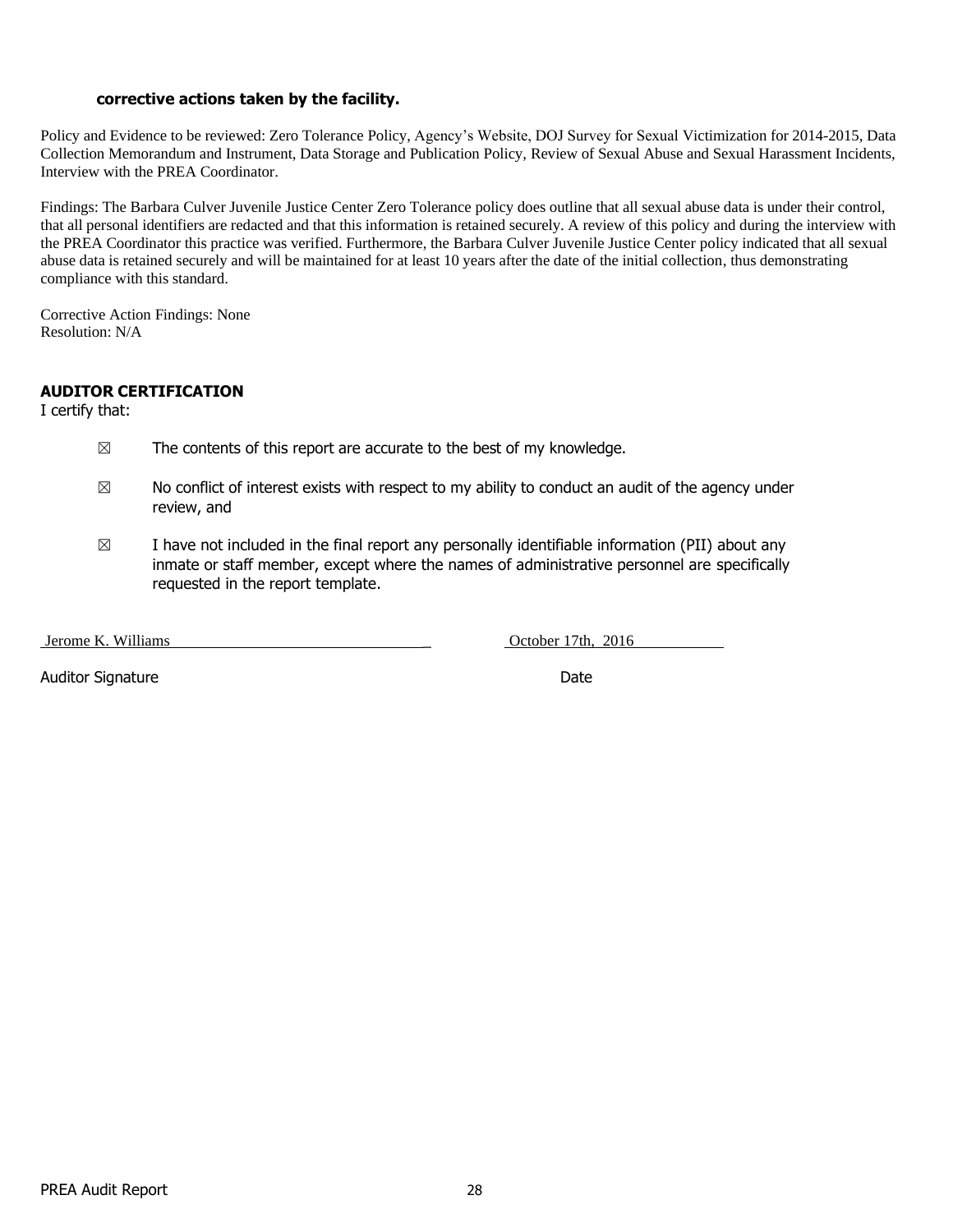**corrective actions taken by the facility.**

Policy and Evidence to be reviewed: Zero Tolerance Policy, Agency's Website, DOJ Survey for Sexual Victimization for 2014-2015, Data Collection Memorandum and Instrument, Data Storage and Publication Policy, Review of Sexual Abuse and Sexual Harassment Incidents, Interview with the PREA Coordinator.

Findings: The Barbara Culver Juvenile Justice Center Zero Tolerance policy does outline that all sexual abuse data is under their control, that all personal identifiers are redacted and that this information is retained securely. A review of this policy and during the interview with the PREA Coordinator this practice was verified. Furthermore, the Barbara Culver Juvenile Justice Center policy indicated that all sexual abuse data is retained securely and will be maintained for at least 10 years after the date of the initial collection, thus demonstrating compliance with this standard.

Corrective Action Findings: None
Resolution: N/A

**AUDITOR CERTIFICATION**

I certify that:

☒ The contents of this report are accurate to the best of my knowledge.

☒ No conflict of interest exists with respect to my ability to conduct an audit of the agency under review, and

☒ I have not included in the final report any personally identifiable information (PII) about any inmate or staff member, except where the names of administrative personnel are specifically requested in the report template.

Jerome K. Williams — October 17th, 2016

Auditor Signature — Date